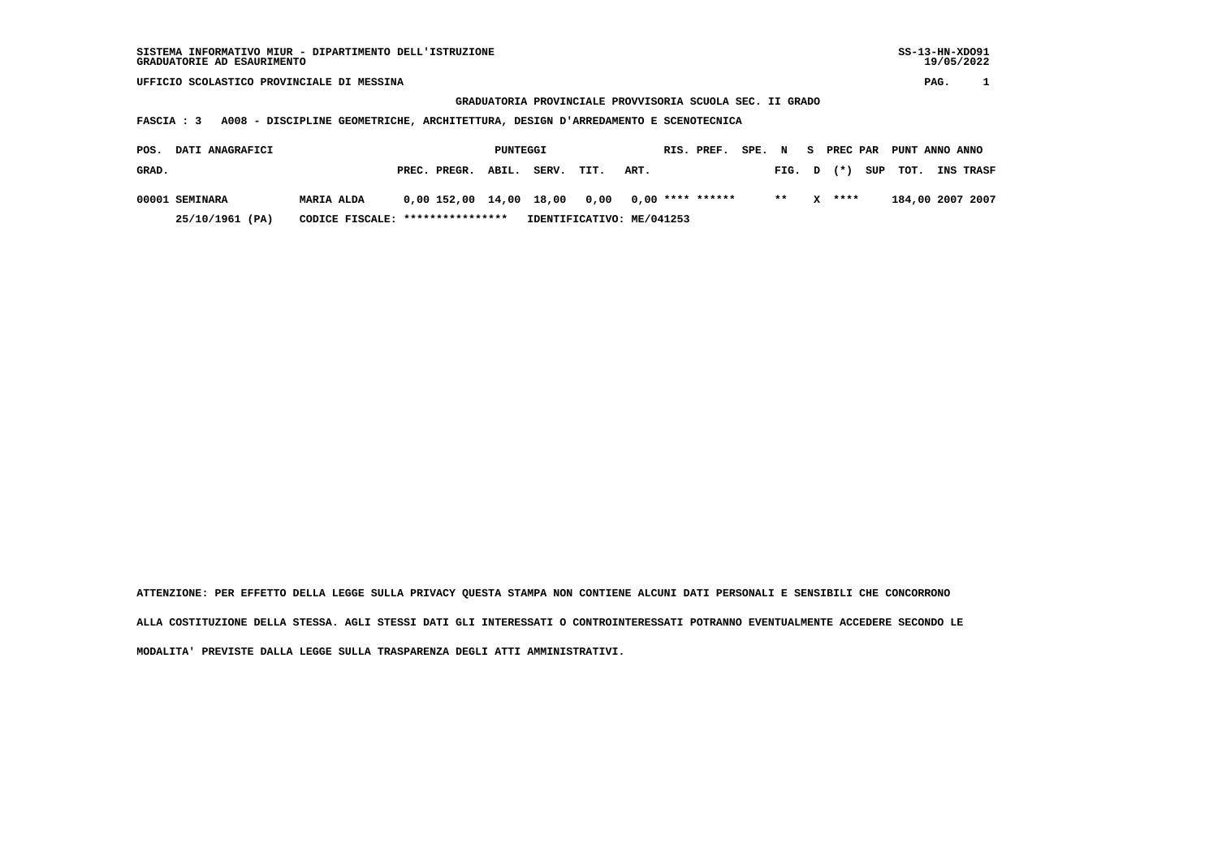SISTEMA INFORMATIVO MIUR - DIPARTIMENTO DELL'ISTRUZIONE
GRADUATORIE AD ESAURIMENTO

SS-13-HN-XDO91
19/05/2022

UFFICIO SCOLASTICO PROVINCIALE DI MESSINA

## GRADUATORIA PROVINCIALE PROVVISORIA SCUOLA SEC. II GRADO

**FASCIA : 3 A008 - DISCIPLINE GEOMETRICHE, ARCHITETTURA, DESIGN D'ARREDAMENTO E SCENOTECNICA**

| POS. GRAD. | DATI ANAGRAFICI | | PUNTEGGI PREC. | PREGR. | ABIL. | SERV. | TIT. | ART. | RIS. | PREF. | SPE. | N FIG. | S D | PREC PAR (*) | SUP | PUNT TOT. | ANNO INS | ANNO TRASF |
|---|---|---|---|---|---|---|---|---|---|---|---|---|---|---|---|---|---|---|
| 00001 | SEMINARA | MARIA ALDA | 0,00 | 152,00 | 14,00 | 18,00 | 0,00 | 0,00 | **** | ****** | | ** | X | **** | | 184,00 | 2007 | 2007 |
| | 25/10/1961 (PA) | CODICE FISCALE: **************** | IDENTIFICATIVO: ME/041253 | | | | | | | | | | | | | | | |

ATTENZIONE: PER EFFETTO DELLA LEGGE SULLA PRIVACY QUESTA STAMPA NON CONTIENE ALCUNI DATI PERSONALI E SENSIBILI CHE CONCORRONO ALLA COSTITUZIONE DELLA STESSA. AGLI STESSI DATI GLI INTERESSATI O CONTROINTERESSATI POTRANNO EVENTUALMENTE ACCEDERE SECONDO LE MODALITA' PREVISTE DALLA LEGGE SULLA TRASPARENZA DEGLI ATTI AMMINISTRATIVI.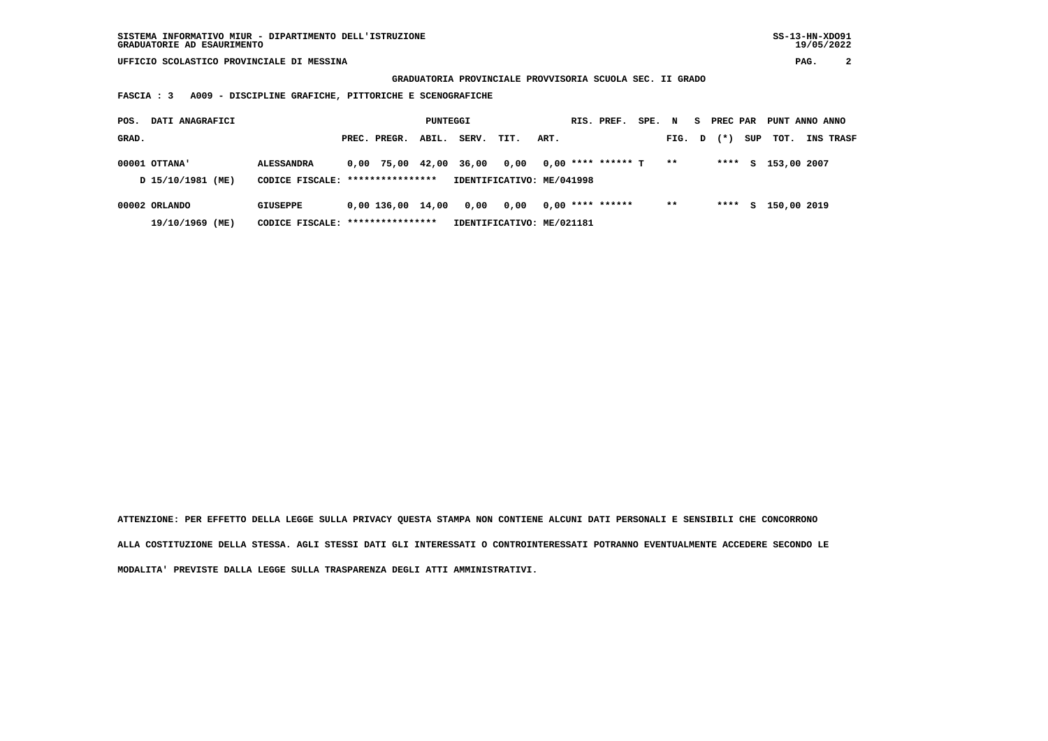SISTEMA INFORMATIVO MIUR - DIPARTIMENTO DELL'ISTRUZIONE
GRADUATORIE AD ESAURIMENTO

UFFICIO SCOLASTICO PROVINCIALE DI MESSINA

**GRADUATORIA PROVINCIALE PROVVISORIA SCUOLA SEC. II GRADO**

**FASCIA : 3 A009 - DISCIPLINE GRAFICHE, PITTORICHE E SCENOGRAFICHE**

| POS. GRAD. | DATI ANAGRAFICI | | PREC. | PREGR. | ABIL. | SERV. | TIT. | ART. | RIS. | PREF. | SPE. | N FIG. | S D | PREC PAR (*) | SUP | PUNT TOT. | ANNO INS | ANNO TRASF |
|---|---|---|---|---|---|---|---|---|---|---|---|---|---|---|---|---|---|---|
| 00001 | OTTANA' | ALESSANDRA | 0,00 | 75,00 | 42,00 | 36,00 | 0,00 | 0,00 | **** | ****** | T | ** | | **** | S | 153,00 | 2007 | |
| | D 15/10/1981 (ME) | CODICE FISCALE: **************** | IDENTIFICATIVO: ME/041998 | | | | | | | | | | | | | | | |
| 00002 | ORLANDO | GIUSEPPE | 0,00 | 136,00 | 14,00 | 0,00 | 0,00 | 0,00 | **** | ****** | | ** | | **** | S | 150,00 | 2019 | |
| | 19/10/1969 (ME) | CODICE FISCALE: **************** | IDENTIFICATIVO: ME/021181 | | | | | | | | | | | | | | | |

ATTENZIONE: PER EFFETTO DELLA LEGGE SULLA PRIVACY QUESTA STAMPA NON CONTIENE ALCUNI DATI PERSONALI E SENSIBILI CHE CONCORRONO ALLA COSTITUZIONE DELLA STESSA. AGLI STESSI DATI GLI INTERESSATI O CONTROINTERESSATI POTRANNO EVENTUALMENTE ACCEDERE SECONDO LE MODALITA' PREVISTE DALLA LEGGE SULLA TRASPARENZA DEGLI ATTI AMMINISTRATIVI.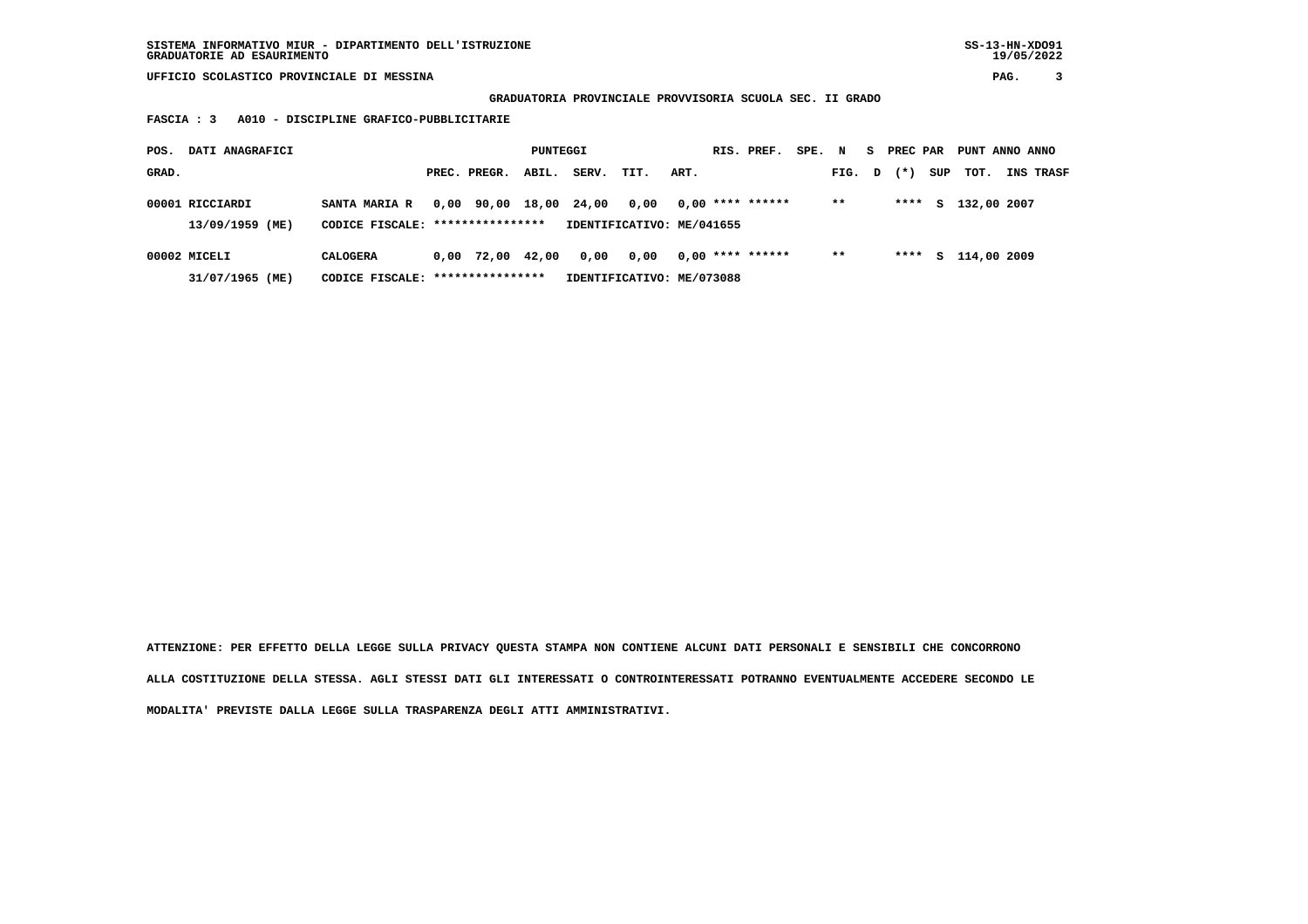SISTEMA INFORMATIVO MIUR - DIPARTIMENTO DELL'ISTRUZIONE
GRADUATORIE AD ESAURIMENTO

UFFICIO SCOLASTICO PROVINCIALE DI MESSINA

**GRADUATORIA PROVINCIALE PROVVISORIA SCUOLA SEC. II GRADO**

**FASCIA : 3 A010 - DISCIPLINE GRAFICO-PUBBLICITARIE**

| POS. GRAD. | DATI ANAGRAFICI | | PREC. | PREGR. | ABIL. | SERV. | TIT. | ART. | RIS. | PREF. | SPE. | N FIG. | S D | PREC PAR (*) | SUP | PUNT TOT. | ANNO INS | ANNO TRASF |
|---|---|---|---|---|---|---|---|---|---|---|---|---|---|---|---|---|---|---|
| 00001 | RICCIARDI | SANTA MARIA R | 0,00 | 90,00 | 18,00 | 24,00 | 0,00 | 0,00 | **** | ****** | | ** | | **** | S | 132,00 | 2007 | |
| | 13/09/1959 (ME) | CODICE FISCALE: **************** | IDENTIFICATIVO: ME/041655 | | | | | | | | | | | | | | | |
| 00002 | MICELI | CALOGERA | 0,00 | 72,00 | 42,00 | 0,00 | 0,00 | 0,00 | **** | ****** | | ** | | **** | S | 114,00 | 2009 | |
| | 31/07/1965 (ME) | CODICE FISCALE: **************** | IDENTIFICATIVO: ME/073088 | | | | | | | | | | | | | | | |

ATTENZIONE: PER EFFETTO DELLA LEGGE SULLA PRIVACY QUESTA STAMPA NON CONTIENE ALCUNI DATI PERSONALI E SENSIBILI CHE CONCORRONO ALLA COSTITUZIONE DELLA STESSA. AGLI STESSI DATI GLI INTERESSATI O CONTROINTERESSATI POTRANNO EVENTUALMENTE ACCEDERE SECONDO LE MODALITA' PREVISTE DALLA LEGGE SULLA TRASPARENZA DEGLI ATTI AMMINISTRATIVI.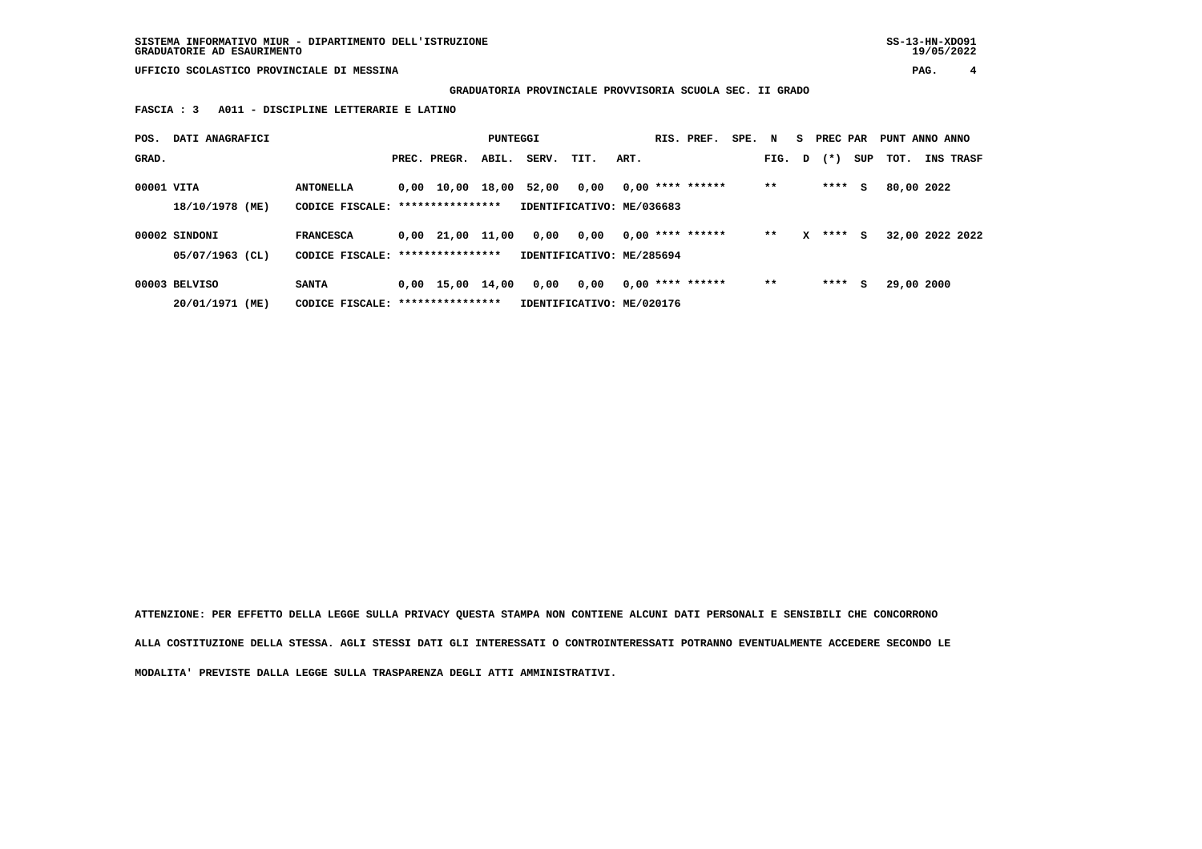SISTEMA INFORMATIVO MIUR - DIPARTIMENTO DELL'ISTRUZIONE
GRADUATORIE AD ESAURIMENTO

UFFICIO SCOLASTICO PROVINCIALE DI MESSINA

**GRADUATORIA PROVINCIALE PROVVISORIA SCUOLA SEC. II GRADO**

**FASCIA : 3   A011 - DISCIPLINE LETTERARIE E LATINO**

| POS. GRAD. | DATI ANAGRAFICI | | PREC. | PREGR. | ABIL. | SERV. | TIT. | ART. | RIS. PREF. | SPE. | N FIG. | S D | PREC PAR (*) | SUP | PUNT TOT. | ANNO INS | ANNO TRASF |
|---|---|---|---|---|---|---|---|---|---|---|---|---|---|---|---|---|---|
| 00001 | VITA | ANTONELLA | 0,00 | 10,00 | 18,00 | 52,00 | 0,00 | 0,00 | **** ****** | | ** | | **** | S | 80,00 | 2022 | |
| | 18/10/1978 (ME) | CODICE FISCALE: **************** | IDENTIFICATIVO: ME/036683 | | | | | | | | | | | | | | |
| 00002 | SINDONI | FRANCESCA | 0,00 | 21,00 | 11,00 | 0,00 | 0,00 | 0,00 | **** ****** | | ** | X | **** | S | 32,00 | 2022 | 2022 |
| | 05/07/1963 (CL) | CODICE FISCALE: **************** | IDENTIFICATIVO: ME/285694 | | | | | | | | | | | | | | |
| 00003 | BELVISO | SANTA | 0,00 | 15,00 | 14,00 | 0,00 | 0,00 | 0,00 | **** ****** | | ** | | **** | S | 29,00 | 2000 | |
| | 20/01/1971 (ME) | CODICE FISCALE: **************** | IDENTIFICATIVO: ME/020176 | | | | | | | | | | | | | | |

**ATTENZIONE: PER EFFETTO DELLA LEGGE SULLA PRIVACY QUESTA STAMPA NON CONTIENE ALCUNI DATI PERSONALI E SENSIBILI CHE CONCORRONO ALLA COSTITUZIONE DELLA STESSA. AGLI STESSI DATI GLI INTERESSATI O CONTROINTERESSATI POTRANNO EVENTUALMENTE ACCEDERE SECONDO LE MODALITA' PREVISTE DALLA LEGGE SULLA TRASPARENZA DEGLI ATTI AMMINISTRATIVI.**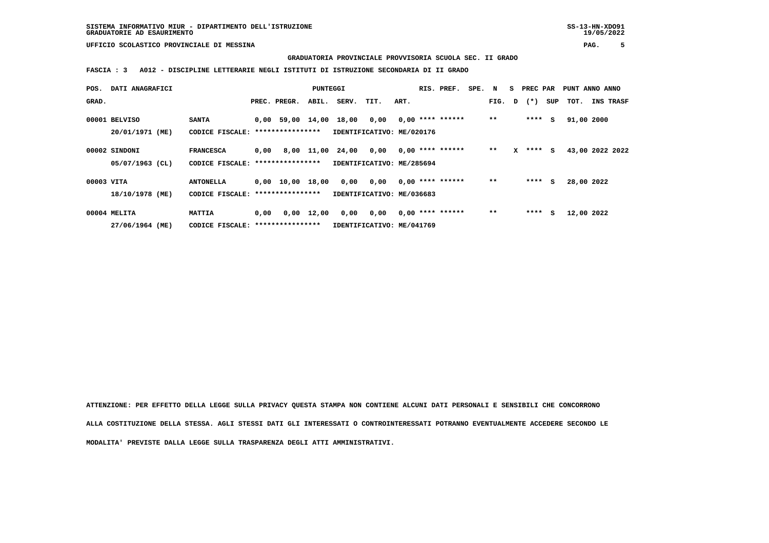SISTEMA INFORMATIVO MIUR - DIPARTIMENTO DELL'ISTRUZIONE
GRADUATORIE AD ESAURIMENTO

UFFICIO SCOLASTICO PROVINCIALE DI MESSINA

**GRADUATORIA PROVINCIALE PROVVISORIA SCUOLA SEC. II GRADO**

**FASCIA : 3 A012 - DISCIPLINE LETTERARIE NEGLI ISTITUTI DI ISTRUZIONE SECONDARIA DI II GRADO**

| POS. GRAD. | DATI ANAGRAFICI | | PREC. | PREGR. | ABIL. | SERV. | TIT. | ART. | RIS. | PREF. | SPE. | N FIG. | S D | PREC PAR (*) | SUP | PUNT TOT. | ANNO INS | ANNO TRASF |
|---|---|---|---|---|---|---|---|---|---|---|---|---|---|---|---|---|---|---|
| 00001 | BELVISO 20/01/1971 (ME) | SANTA CODICE FISCALE: **************** IDENTIFICATIVO: ME/020176 | 0,00 | 59,00 | 14,00 | 18,00 | 0,00 | 0,00 | **** | ****** | | ** | | **** | S | 91,00 | 2000 | |
| 00002 | SINDONI 05/07/1963 (CL) | FRANCESCA CODICE FISCALE: **************** IDENTIFICATIVO: ME/285694 | 0,00 | 8,00 | 11,00 | 24,00 | 0,00 | 0,00 | **** | ****** | | ** | X | **** | S | 43,00 | 2022 | 2022 |
| 00003 | VITA 18/10/1978 (ME) | ANTONELLA CODICE FISCALE: **************** IDENTIFICATIVO: ME/036683 | 0,00 | 10,00 | 18,00 | 0,00 | 0,00 | 0,00 | **** | ****** | | ** | | **** | S | 28,00 | 2022 | |
| 00004 | MELITA 27/06/1964 (ME) | MATTIA CODICE FISCALE: **************** IDENTIFICATIVO: ME/041769 | 0,00 | 0,00 | 12,00 | 0,00 | 0,00 | 0,00 | **** | ****** | | ** | | **** | S | 12,00 | 2022 | |

**ATTENZIONE: PER EFFETTO DELLA LEGGE SULLA PRIVACY QUESTA STAMPA NON CONTIENE ALCUNI DATI PERSONALI E SENSIBILI CHE CONCORRONO ALLA COSTITUZIONE DELLA STESSA. AGLI STESSI DATI GLI INTERESSATI O CONTROINTERESSATI POTRANNO EVENTUALMENTE ACCEDERE SECONDO LE MODALITA' PREVISTE DALLA LEGGE SULLA TRASPARENZA DEGLI ATTI AMMINISTRATIVI.**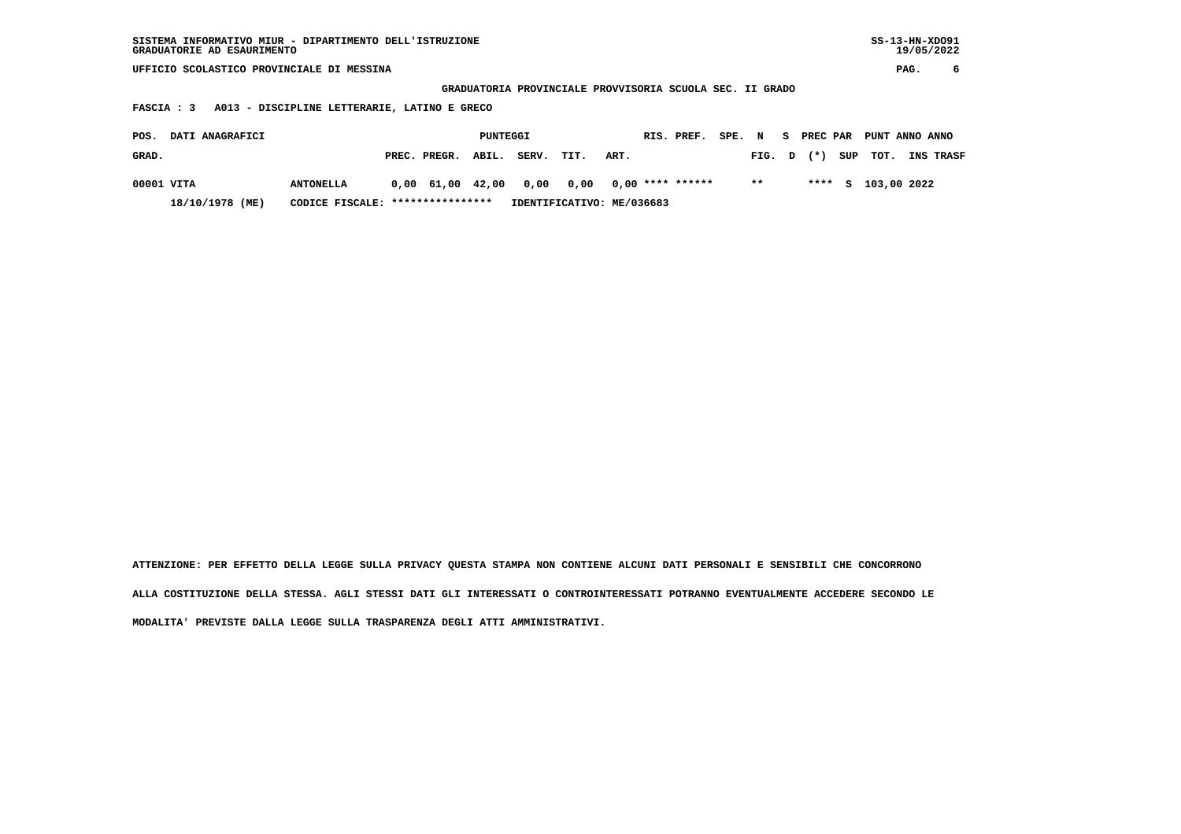SISTEMA INFORMATIVO MIUR - DIPARTIMENTO DELL'ISTRUZIONE
GRADUATORIE AD ESAURIMENTO

SS-13-HN-XDO91
19/05/2022

UFFICIO SCOLASTICO PROVINCIALE DI MESSINA

**GRADUATORIA PROVINCIALE PROVVISORIA SCUOLA SEC. II GRADO**

**FASCIA : 3 A013 - DISCIPLINE LETTERARIE, LATINO E GRECO**

| POS. GRAD. | DATI ANAGRAFICI | | PUNTEGGI PREC. | PREGR. | ABIL. | SERV. | TIT. | ART. | RIS. | PREF. | SPE. | N FIG. | S D | PREC (*) | PAR SUP | PUNT TOT. | ANNO INS | ANNO TRASF |
|---|---|---|---|---|---|---|---|---|---|---|---|---|---|---|---|---|---|---|
| 00001 | VITA | ANTONELLA | 0,00 | 61,00 | 42,00 | 0,00 | 0,00 | 0,00 | **** | ****** | | ** | | **** | S | 103,00 | 2022 | |
| | 18/10/1978 (ME) | CODICE FISCALE: **************** | IDENTIFICATIVO: ME/036683 | | | | | | | | | | | | | | | |

ATTENZIONE: PER EFFETTO DELLA LEGGE SULLA PRIVACY QUESTA STAMPA NON CONTIENE ALCUNI DATI PERSONALI E SENSIBILI CHE CONCORRONO ALLA COSTITUZIONE DELLA STESSA. AGLI STESSI DATI GLI INTERESSATI O CONTROINTERESSATI POTRANNO EVENTUALMENTE ACCEDERE SECONDO LE MODALITA' PREVISTE DALLA LEGGE SULLA TRASPARENZA DEGLI ATTI AMMINISTRATIVI.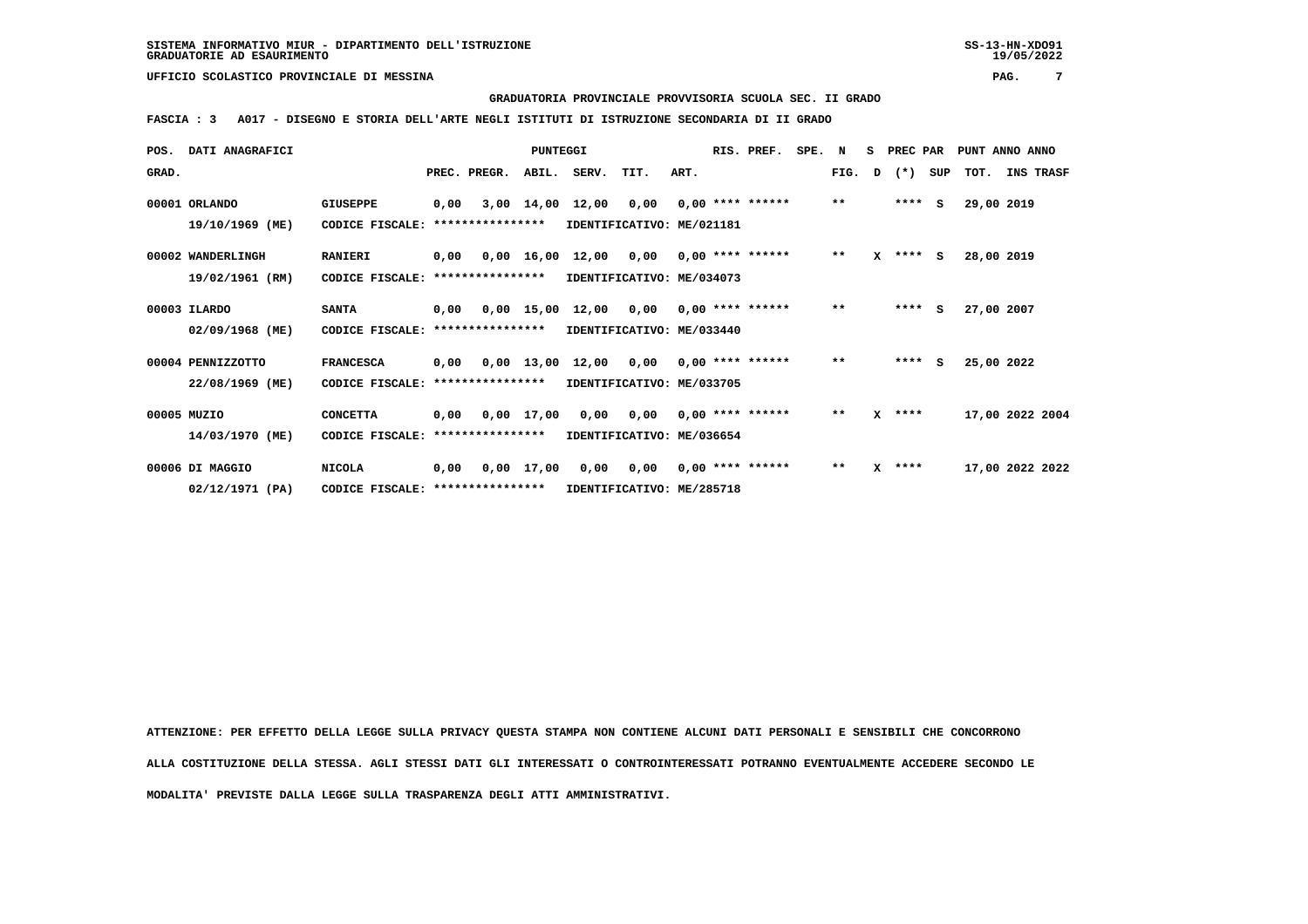SISTEMA INFORMATIVO MIUR - DIPARTIMENTO DELL'ISTRUZIONE
GRADUATORIE AD ESAURIMENTO

UFFICIO SCOLASTICO PROVINCIALE DI MESSINA

GRADUATORIA PROVINCIALE PROVVISORIA SCUOLA SEC. II GRADO

FASCIA : 3 A017 - DISEGNO E STORIA DELL'ARTE NEGLI ISTITUTI DI ISTRUZIONE SECONDARIA DI II GRADO

| POS. GRAD. | DATI ANAGRAFICI | | PREC. | PREGR. | ABIL. | SERV. | TIT. | ART. | RIS. PREF. | SPE. | N FIG. | S D | PREC PAR (*) | SUP | TOT. | ANNO INS | ANNO TRASF |
|---|---|---|---|---|---|---|---|---|---|---|---|---|---|---|---|---|---|
| 00001 | ORLANDO 19/10/1969 (ME) | GIUSEPPE CODICE FISCALE: **************** IDENTIFICATIVO: ME/021181 | 0,00 | 3,00 | 14,00 | 12,00 | 0,00 | 0,00 | **** ****** | | ** | | **** | S | 29,00 | 2019 | |
| 00002 | WANDERLINGH 19/02/1961 (RM) | RANIERI CODICE FISCALE: **************** IDENTIFICATIVO: ME/034073 | 0,00 | 0,00 | 16,00 | 12,00 | 0,00 | 0,00 | **** ****** | | ** | X | **** | S | 28,00 | 2019 | |
| 00003 | ILARDO 02/09/1968 (ME) | SANTA CODICE FISCALE: **************** IDENTIFICATIVO: ME/033440 | 0,00 | 0,00 | 15,00 | 12,00 | 0,00 | 0,00 | **** ****** | | ** | | **** | S | 27,00 | 2007 | |
| 00004 | PENNIZZOTTO 22/08/1969 (ME) | FRANCESCA CODICE FISCALE: **************** IDENTIFICATIVO: ME/033705 | 0,00 | 0,00 | 13,00 | 12,00 | 0,00 | 0,00 | **** ****** | | ** | | **** | S | 25,00 | 2022 | |
| 00005 | MUZIO 14/03/1970 (ME) | CONCETTA CODICE FISCALE: **************** IDENTIFICATIVO: ME/036654 | 0,00 | 0,00 | 17,00 | 0,00 | 0,00 | 0,00 | **** ****** | | ** | X | **** | | 17,00 | 2022 | 2004 |
| 00006 | DI MAGGIO 02/12/1971 (PA) | NICOLA CODICE FISCALE: **************** IDENTIFICATIVO: ME/285718 | 0,00 | 0,00 | 17,00 | 0,00 | 0,00 | 0,00 | **** ****** | | ** | X | **** | | 17,00 | 2022 | 2022 |

ATTENZIONE: PER EFFETTO DELLA LEGGE SULLA PRIVACY QUESTA STAMPA NON CONTIENE ALCUNI DATI PERSONALI E SENSIBILI CHE CONCORRONO ALLA COSTITUZIONE DELLA STESSA. AGLI STESSI DATI GLI INTERESSATI O CONTROINTERESSATI POTRANNO EVENTUALMENTE ACCEDERE SECONDO LE MODALITA' PREVISTE DALLA LEGGE SULLA TRASPARENZA DEGLI ATTI AMMINISTRATIVI.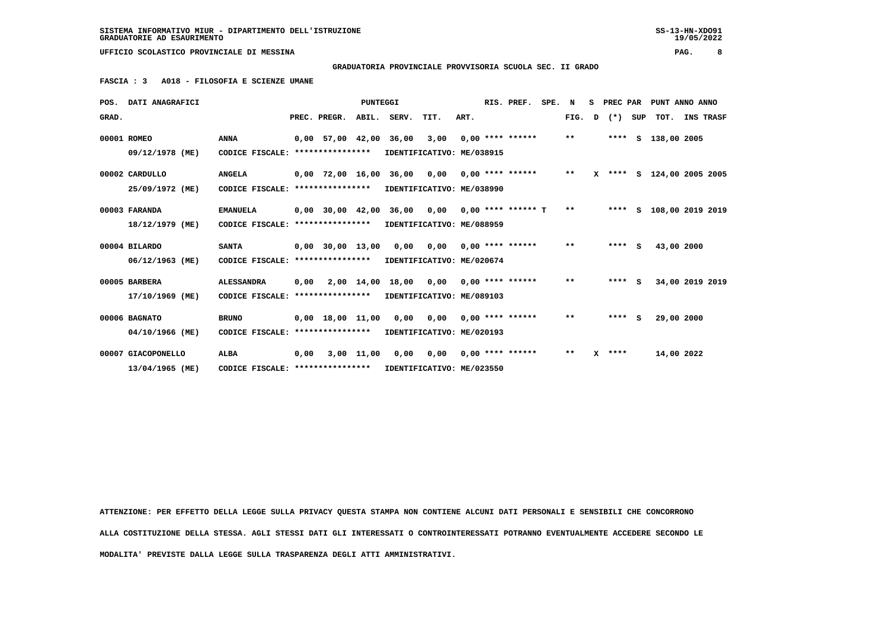SISTEMA INFORMATIVO MIUR - DIPARTIMENTO DELL'ISTRUZIONE
GRADUATORIE AD ESAURIMENTO

UFFICIO SCOLASTICO PROVINCIALE DI MESSINA

**GRADUATORIA PROVINCIALE PROVVISORIA SCUOLA SEC. II GRADO**

**FASCIA : 3 A018 - FILOSOFIA E SCIENZE UMANE**

| POS. GRAD. | DATI ANAGRAFICI | | PREC. | PREGR. | ABIL. | SERV. | TIT. | ART. | RIS. | PREF. | SPE. | N FIG. | S D | PREC PAR (*) | SUP | TOT. | ANNO INS | ANNO TRASF |
|---|---|---|---|---|---|---|---|---|---|---|---|---|---|---|---|---|---|---|
| 00001 | ROMEO 09/12/1978 (ME) | ANNA CODICE FISCALE: **************** IDENTIFICATIVO: ME/038915 | 0,00 | 57,00 | 42,00 | 36,00 | 3,00 | 0,00 | **** | ****** | | ** | | **** | S | 138,00 | 2005 | |
| 00002 | CARDULLO 25/09/1972 (ME) | ANGELA CODICE FISCALE: **************** IDENTIFICATIVO: ME/038990 | 0,00 | 72,00 | 16,00 | 36,00 | 0,00 | 0,00 | **** | ****** | | ** | X | **** | S | 124,00 | 2005 | 2005 |
| 00003 | FARANDA 18/12/1979 (ME) | EMANUELA CODICE FISCALE: **************** IDENTIFICATIVO: ME/088959 | 0,00 | 30,00 | 42,00 | 36,00 | 0,00 | 0,00 | **** | ****** | T | ** | | **** | S | 108,00 | 2019 | 2019 |
| 00004 | BILARDO 06/12/1963 (ME) | SANTA CODICE FISCALE: **************** IDENTIFICATIVO: ME/020674 | 0,00 | 30,00 | 13,00 | 0,00 | 0,00 | 0,00 | **** | ****** | | ** | | **** | S | 43,00 | 2000 | |
| 00005 | BARBERA 17/10/1969 (ME) | ALESSANDRA CODICE FISCALE: **************** IDENTIFICATIVO: ME/089103 | 0,00 | 2,00 | 14,00 | 18,00 | 0,00 | 0,00 | **** | ****** | | ** | | **** | S | 34,00 | 2019 | 2019 |
| 00006 | BAGNATO 04/10/1966 (ME) | BRUNO CODICE FISCALE: **************** IDENTIFICATIVO: ME/020193 | 0,00 | 18,00 | 11,00 | 0,00 | 0,00 | 0,00 | **** | ****** | | ** | | **** | S | 29,00 | 2000 | |
| 00007 | GIACOPONELLO 13/04/1965 (ME) | ALBA CODICE FISCALE: **************** IDENTIFICATIVO: ME/023550 | 0,00 | 3,00 | 11,00 | 0,00 | 0,00 | 0,00 | **** | ****** | | ** | X | **** | | 14,00 | 2022 | |

ATTENZIONE: PER EFFETTO DELLA LEGGE SULLA PRIVACY QUESTA STAMPA NON CONTIENE ALCUNI DATI PERSONALI E SENSIBILI CHE CONCORRONO ALLA COSTITUZIONE DELLA STESSA. AGLI STESSI DATI GLI INTERESSATI O CONTROINTERESSATI POTRANNO EVENTUALMENTE ACCEDERE SECONDO LE MODALITA' PREVISTE DALLA LEGGE SULLA TRASPARENZA DEGLI ATTI AMMINISTRATIVI.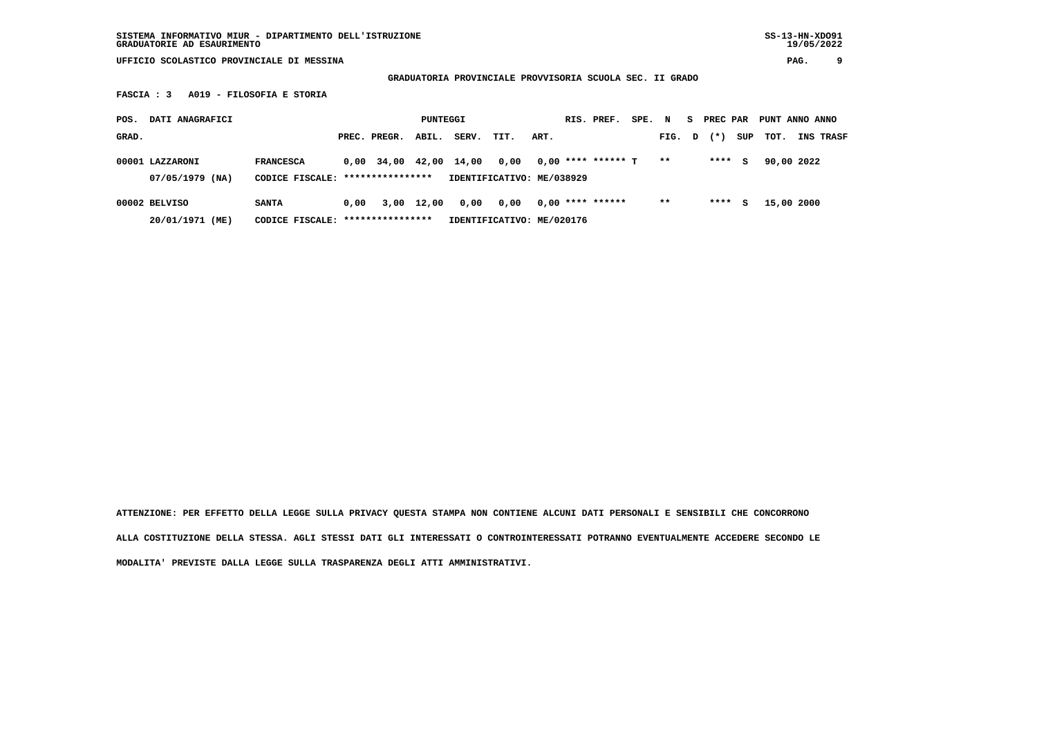SISTEMA INFORMATIVO MIUR - DIPARTIMENTO DELL'ISTRUZIONE
GRADUATORIE AD ESAURIMENTO

SS-13-HN-XDO91
19/05/2022

UFFICIO SCOLASTICO PROVINCIALE DI MESSINA

## GRADUATORIA PROVINCIALE PROVVISORIA SCUOLA SEC. II GRADO

**FASCIA : 3 A019 - FILOSOFIA E STORIA**

| POS. GRAD. | DATI ANAGRAFICI | | PREC. | PREGR. | ABIL. | SERV. | TIT. | ART. | RIS. | PREF. | SPE. | N FIG. | S D | PREC PAR (*) | SUP | PUNT TOT. | ANNO INS | ANNO TRASF |
|---|---|---|---|---|---|---|---|---|---|---|---|---|---|---|---|---|---|---|
| 00001 | LAZZARONI 07/05/1979 (NA) | FRANCESCA CODICE FISCALE: **************** | 0,00 | 34,00 | 42,00 | 14,00 | 0,00 | 0,00 | **** | ****** | T | ** | | **** | S | 90,00 | 2022 | |
| | | IDENTIFICATIVO: ME/038929 | | | | | | | | | | | | | | | | |
| 00002 | BELVISO 20/01/1971 (ME) | SANTA CODICE FISCALE: **************** | 0,00 | 3,00 | 12,00 | 0,00 | 0,00 | 0,00 | **** | ****** | | ** | | **** | S | 15,00 | 2000 | |
| | | IDENTIFICATIVO: ME/020176 | | | | | | | | | | | | | | | | |

ATTENZIONE: PER EFFETTO DELLA LEGGE SULLA PRIVACY QUESTA STAMPA NON CONTIENE ALCUNI DATI PERSONALI E SENSIBILI CHE CONCORRONO ALLA COSTITUZIONE DELLA STESSA. AGLI STESSI DATI GLI INTERESSATI O CONTROINTERESSATI POTRANNO EVENTUALMENTE ACCEDERE SECONDO LE MODALITA' PREVISTE DALLA LEGGE SULLA TRASPARENZA DEGLI ATTI AMMINISTRATIVI.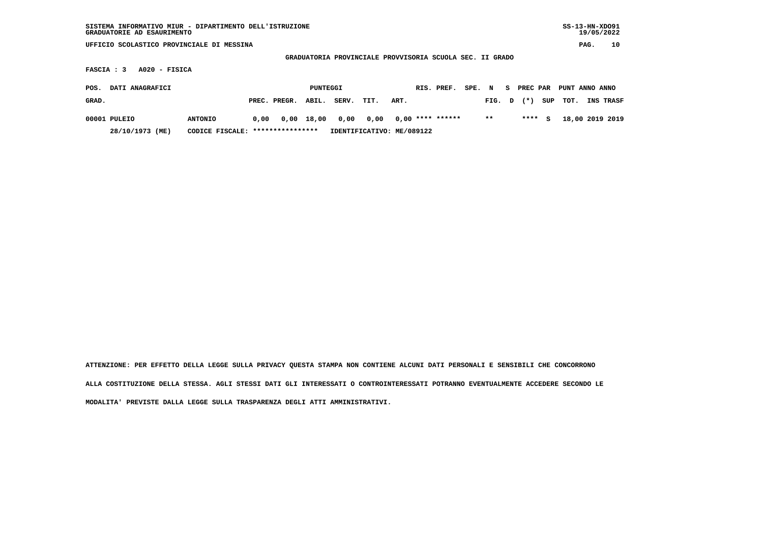GRADUATORIA PROVINCIALE PROVVISORIA SCUOLA SEC. II GRADO

FASCIA : 3 A020 - FISICA

| POS. GRAD. | DATI ANAGRAFICI | | PUNTEGGI PREC. | PREGR. | ABIL. | SERV. | TIT. | ART. | RIS. | PREF. | SPE. | N FIG. | S D | PREC (*) | PAR SUP | PUNT TOT. | ANNO INS | ANNO TRASF |
|---|---|---|---|---|---|---|---|---|---|---|---|---|---|---|---|---|---|---|
| 00001 | PULEIO | ANTONIO | 0,00 | 0,00 | 18,00 | 0,00 | 0,00 | 0,00 | **** | ****** | | ** | | **** | S | 18,00 | 2019 | 2019 |
| | 28/10/1973 (ME) | CODICE FISCALE: **************** | IDENTIFICATIVO: ME/089122 | | | | | | | | | | | | | | | |

ATTENZIONE: PER EFFETTO DELLA LEGGE SULLA PRIVACY QUESTA STAMPA NON CONTIENE ALCUNI DATI PERSONALI E SENSIBILI CHE CONCORRONO ALLA COSTITUZIONE DELLA STESSA. AGLI STESSI DATI GLI INTERESSATI O CONTROINTERESSATI POTRANNO EVENTUALMENTE ACCEDERE SECONDO LE MODALITA' PREVISTE DALLA LEGGE SULLA TRASPARENZA DEGLI ATTI AMMINISTRATIVI.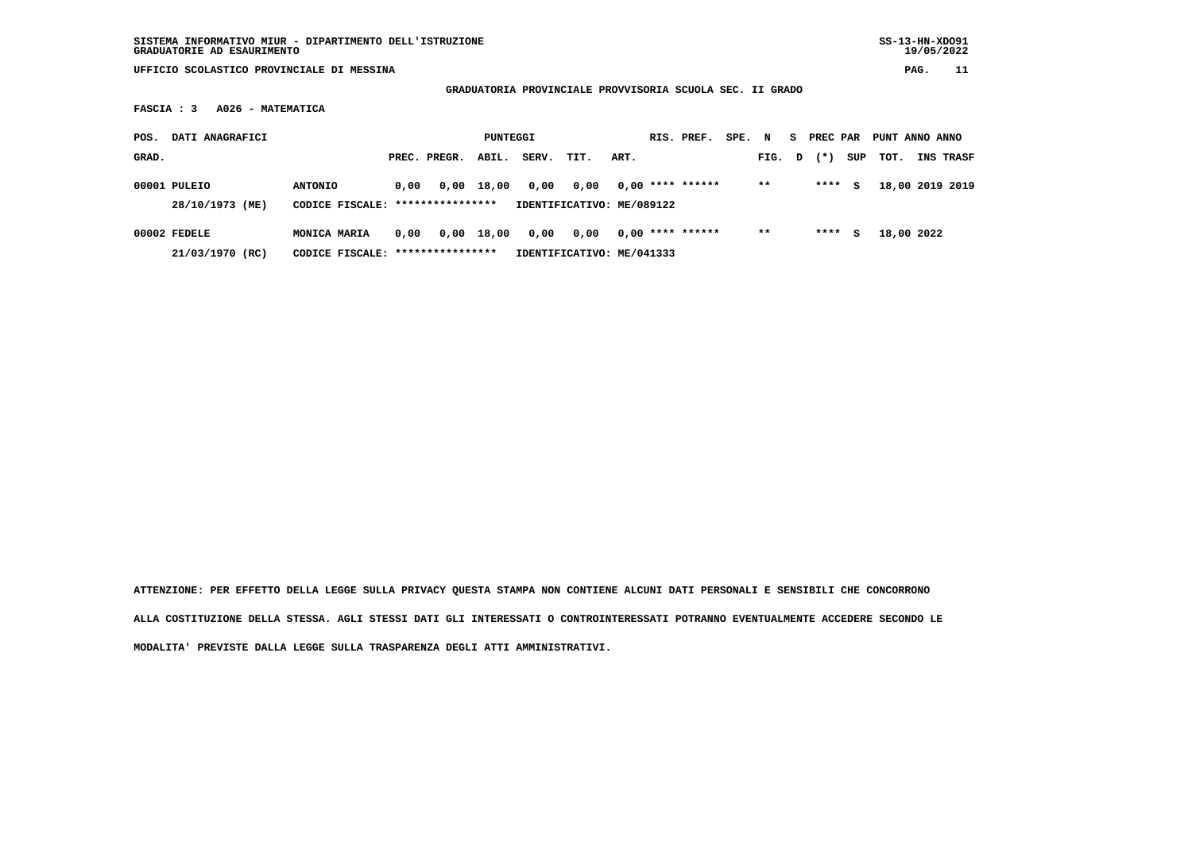SISTEMA INFORMATIVO MIUR - DIPARTIMENTO DELL'ISTRUZIONE
GRADUATORIE AD ESAURIMENTO

SS-13-HN-XDO91
19/05/2022

UFFICIO SCOLASTICO PROVINCIALE DI MESSINA

GRADUATORIA PROVINCIALE PROVVISORIA SCUOLA SEC. II GRADO

FASCIA : 3 A026 - MATEMATICA

| POS. GRAD. | DATI ANAGRAFICI | | PREC. | PREGR. | ABIL. | SERV. | TIT. | ART. | RIS. | PREF. | SPE. | N FIG. | S D | PREC PAR (*) | SUP | PUNT TOT. | ANNO INS | ANNO TRASF |
|---|---|---|---|---|---|---|---|---|---|---|---|---|---|---|---|---|---|---|
| 00001 | PULEIO 28/10/1973 (ME) | ANTONIO CODICE FISCALE: **************** IDENTIFICATIVO: ME/089122 | 0,00 | 0,00 | 18,00 | 0,00 | 0,00 | 0,00 | **** | ****** | | ** | | **** | S | 18,00 | 2019 | 2019 |
| 00002 | FEDELE 21/03/1970 (RC) | MONICA MARIA CODICE FISCALE: **************** IDENTIFICATIVO: ME/041333 | 0,00 | 0,00 | 18,00 | 0,00 | 0,00 | 0,00 | **** | ****** | | ** | | **** | S | 18,00 | 2022 | |

ATTENZIONE: PER EFFETTO DELLA LEGGE SULLA PRIVACY QUESTA STAMPA NON CONTIENE ALCUNI DATI PERSONALI E SENSIBILI CHE CONCORRONO ALLA COSTITUZIONE DELLA STESSA. AGLI STESSI DATI GLI INTERESSATI O CONTROINTERESSATI POTRANNO EVENTUALMENTE ACCEDERE SECONDO LE MODALITA' PREVISTE DALLA LEGGE SULLA TRASPARENZA DEGLI ATTI AMMINISTRATIVI.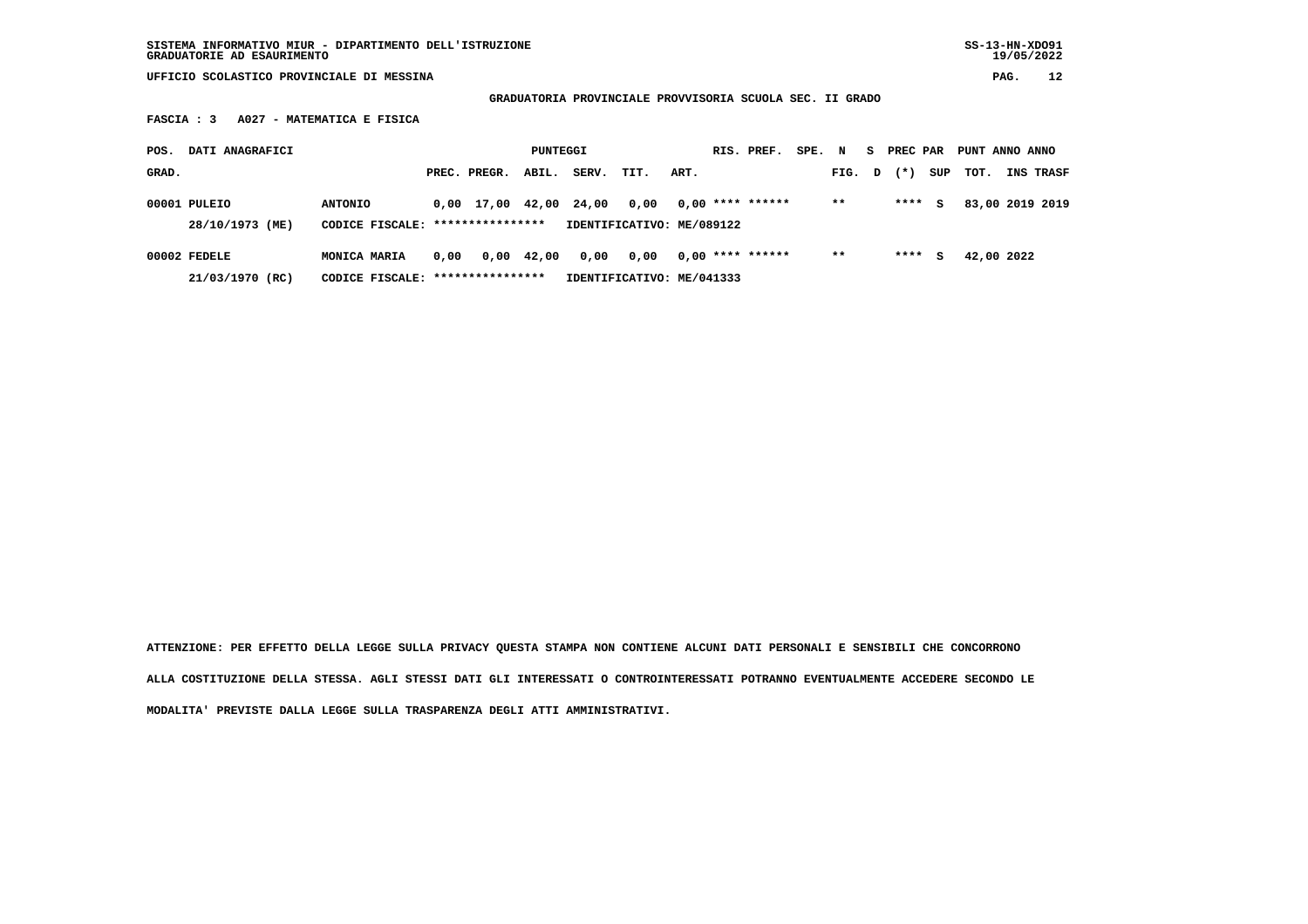SISTEMA INFORMATIVO MIUR - DIPARTIMENTO DELL'ISTRUZIONE
GRADUATORIE AD ESAURIMENTO

SS-13-HN-XDO91
19/05/2022

UFFICIO SCOLASTICO PROVINCIALE DI MESSINA

**GRADUATORIA PROVINCIALE PROVVISORIA SCUOLA SEC. II GRADO**

**FASCIA : 3 A027 - MATEMATICA E FISICA**

| POS. GRAD. | DATI ANAGRAFICI | | PREC. | PREGR. | ABIL. | SERV. | TIT. | ART. | RIS. | PREF. | SPE. | N FIG. | S D | PREC PAR (*) | SUP | PUNT TOT. | ANNO INS | ANNO TRASF |
|---|---|---|---|---|---|---|---|---|---|---|---|---|---|---|---|---|---|---|
| 00001 | PULEIO 28/10/1973 (ME) | ANTONIO CODICE FISCALE: **************** IDENTIFICATIVO: ME/089122 | 0,00 | 17,00 | 42,00 | 24,00 | 0,00 | 0,00 | **** | ****** | | ** | | **** | S | 83,00 | 2019 | 2019 |
| 00002 | FEDELE 21/03/1970 (RC) | MONICA MARIA CODICE FISCALE: **************** IDENTIFICATIVO: ME/041333 | 0,00 | 0,00 | 42,00 | 0,00 | 0,00 | 0,00 | **** | ****** | | ** | | **** | S | 42,00 | 2022 | |

**ATTENZIONE: PER EFFETTO DELLA LEGGE SULLA PRIVACY QUESTA STAMPA NON CONTIENE ALCUNI DATI PERSONALI E SENSIBILI CHE CONCORRONO ALLA COSTITUZIONE DELLA STESSA. AGLI STESSI DATI GLI INTERESSATI O CONTROINTERESSATI POTRANNO EVENTUALMENTE ACCEDERE SECONDO LE MODALITA' PREVISTE DALLA LEGGE SULLA TRASPARENZA DEGLI ATTI AMMINISTRATIVI.**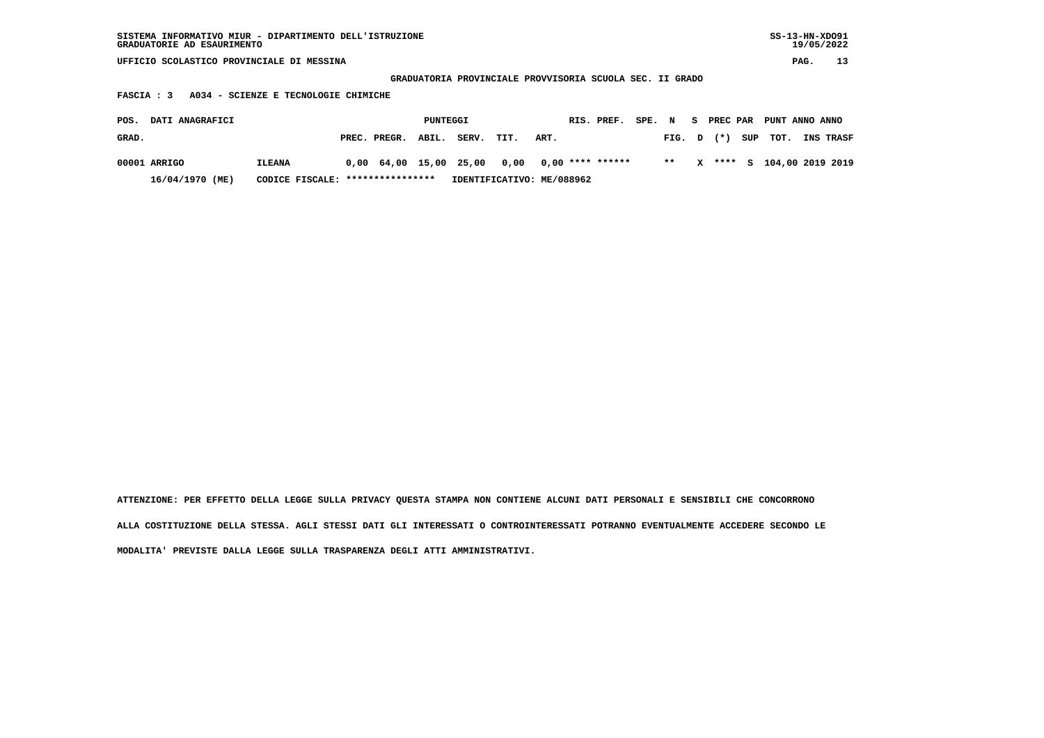SISTEMA INFORMATIVO MIUR - DIPARTIMENTO DELL'ISTRUZIONE
GRADUATORIE AD ESAURIMENTO

UFFICIO SCOLASTICO PROVINCIALE DI MESSINA

**GRADUATORIA PROVINCIALE PROVVISORIA SCUOLA SEC. II GRADO**

**FASCIA : 3 A034 - SCIENZE E TECNOLOGIE CHIMICHE**

| POS. GRAD. | DATI ANAGRAFICI | | PREC. | PREGR. | ABIL. | SERV. | TIT. | ART. | RIS. | PREF. | SPE. FIG. | N D | S (*) | PREC PAR SUP | PUNT TOT. | ANNO INS | ANNO TRASF |
|---|---|---|---|---|---|---|---|---|---|---|---|---|---|---|---|---|---|
| 00001 | ARRIGO | ILEANA | 0,00 | 64,00 | 15,00 | 25,00 | 0,00 | 0,00 | **** | ****** | ** | X | **** | S | 104,00 | 2019 | 2019 |
| | 16/04/1970 (ME) | CODICE FISCALE: **************** | IDENTIFICATIVO: ME/088962 | | | | | | | | | | | | | | |

ATTENZIONE: PER EFFETTO DELLA LEGGE SULLA PRIVACY QUESTA STAMPA NON CONTIENE ALCUNI DATI PERSONALI E SENSIBILI CHE CONCORRONO ALLA COSTITUZIONE DELLA STESSA. AGLI STESSI DATI GLI INTERESSATI O CONTROINTERESSATI POTRANNO EVENTUALMENTE ACCEDERE SECONDO LE MODALITA' PREVISTE DALLA LEGGE SULLA TRASPARENZA DEGLI ATTI AMMINISTRATIVI.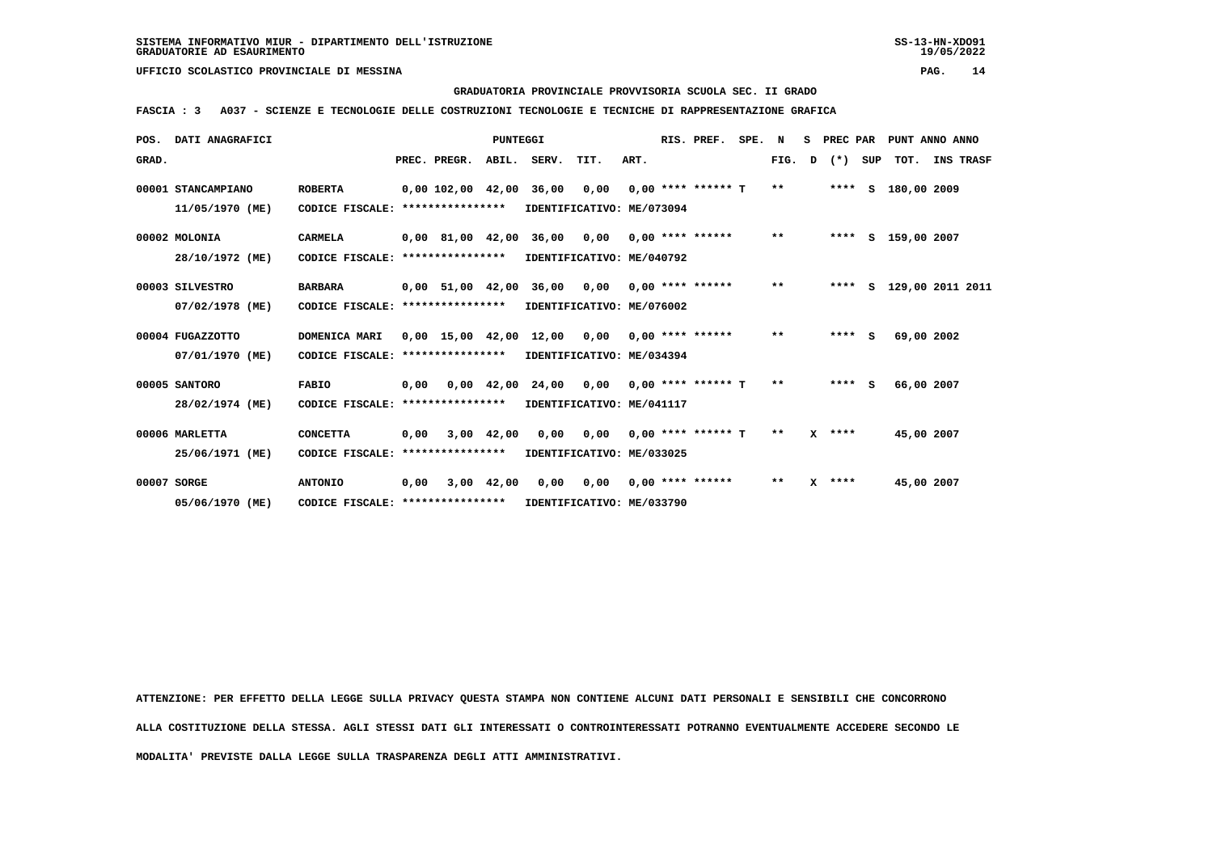SISTEMA INFORMATIVO MIUR - DIPARTIMENTO DELL'ISTRUZIONE
GRADUATORIE AD ESAURIMENTO

UFFICIO SCOLASTICO PROVINCIALE DI MESSINA

**GRADUATORIA PROVINCIALE PROVVISORIA SCUOLA SEC. II GRADO**

**FASCIA : 3 A037 - SCIENZE E TECNOLOGIE DELLE COSTRUZIONI TECNOLOGIE E TECNICHE DI RAPPRESENTAZIONE GRAFICA**

| POS. GRAD. | DATI ANAGRAFICI | | PREC. | PREGR. | ABIL. | SERV. | TIT. | ART. | RIS. PREF. | SPE. N FIG. | D | PREC PAR (*) | S SUP | PUNT TOT. | ANNO INS | ANNO TRASF |
|---|---|---|---|---|---|---|---|---|---|---|---|---|---|---|---|---|
| 00001 | STANCAMPIANO 11/05/1970 (ME) | ROBERTA CODICE FISCALE: **************** | 0,00 | 102,00 | 42,00 | 36,00 | 0,00 | 0,00 | **** ****** T | ** | | **** | S | 180,00 | 2009 | |
| | | IDENTIFICATIVO: ME/073094 | | | | | | | | | | | | | | |
| 00002 | MOLONIA 28/10/1972 (ME) | CARMELA CODICE FISCALE: **************** | 0,00 | 81,00 | 42,00 | 36,00 | 0,00 | 0,00 | **** ****** | ** | | **** | S | 159,00 | 2007 | |
| | | IDENTIFICATIVO: ME/040792 | | | | | | | | | | | | | | |
| 00003 | SILVESTRO 07/02/1978 (ME) | BARBARA CODICE FISCALE: **************** | 0,00 | 51,00 | 42,00 | 36,00 | 0,00 | 0,00 | **** ****** | ** | | **** | S | 129,00 | 2011 | 2011 |
| | | IDENTIFICATIVO: ME/076002 | | | | | | | | | | | | | | |
| 00004 | FUGAZZOTTO 07/01/1970 (ME) | DOMENICA MARI CODICE FISCALE: **************** | 0,00 | 15,00 | 42,00 | 12,00 | 0,00 | 0,00 | **** ****** | ** | | **** | S | 69,00 | 2002 | |
| | | IDENTIFICATIVO: ME/034394 | | | | | | | | | | | | | | |
| 00005 | SANTORO 28/02/1974 (ME) | FABIO CODICE FISCALE: **************** | 0,00 | 0,00 | 42,00 | 24,00 | 0,00 | 0,00 | **** ****** T | ** | | **** | S | 66,00 | 2007 | |
| | | IDENTIFICATIVO: ME/041117 | | | | | | | | | | | | | | |
| 00006 | MARLETTA 25/06/1971 (ME) | CONCETTA CODICE FISCALE: **************** | 0,00 | 3,00 | 42,00 | 0,00 | 0,00 | 0,00 | **** ****** T | ** | X | **** | | 45,00 | 2007 | |
| | | IDENTIFICATIVO: ME/033025 | | | | | | | | | | | | | | |
| 00007 | SORGE 05/06/1970 (ME) | ANTONIO CODICE FISCALE: **************** | 0,00 | 3,00 | 42,00 | 0,00 | 0,00 | 0,00 | **** ****** | ** | X | **** | | 45,00 | 2007 | |
| | | IDENTIFICATIVO: ME/033790 | | | | | | | | | | | | | | |

ATTENZIONE: PER EFFETTO DELLA LEGGE SULLA PRIVACY QUESTA STAMPA NON CONTIENE ALCUNI DATI PERSONALI E SENSIBILI CHE CONCORRONO ALLA COSTITUZIONE DELLA STESSA. AGLI STESSI DATI GLI INTERESSATI O CONTROINTERESSATI POTRANNO EVENTUALMENTE ACCEDERE SECONDO LE MODALITA' PREVISTE DALLA LEGGE SULLA TRASPARENZA DEGLI ATTI AMMINISTRATIVI.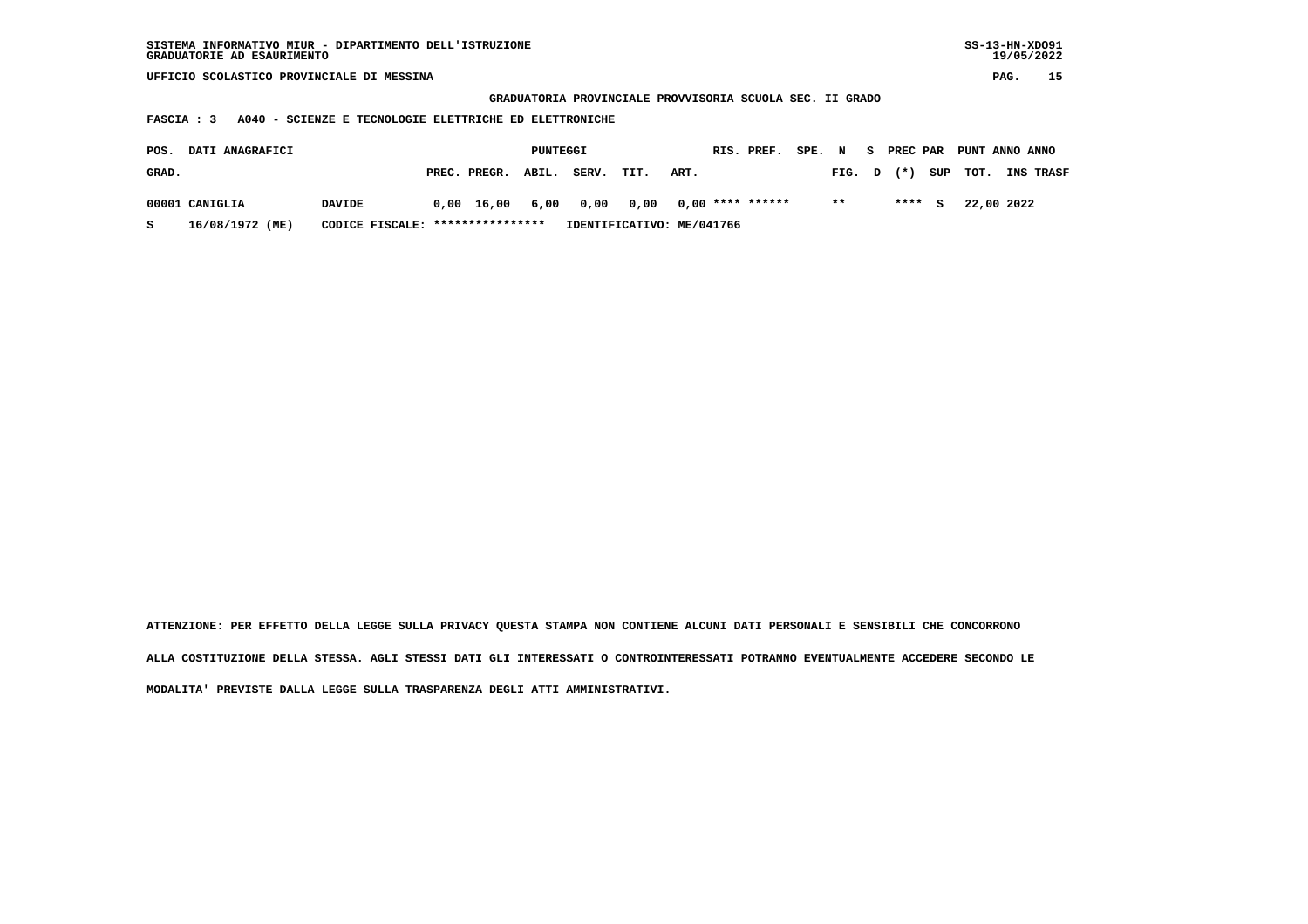SISTEMA INFORMATIVO MIUR - DIPARTIMENTO DELL'ISTRUZIONE
GRADUATORIE AD ESAURIMENTO

UFFICIO SCOLASTICO PROVINCIALE DI MESSINA

**GRADUATORIA PROVINCIALE PROVVISORIA SCUOLA SEC. II GRADO**

**FASCIA : 3 A040 - SCIENZE E TECNOLOGIE ELETTRICHE ED ELETTRONICHE**

| POS. GRAD. | DATI ANAGRAFICI | | PUNTEGGI PREC. | PREGR. | ABIL. | SERV. | TIT. | ART. | RIS. | PREF. | SPE. FIG. | N D | S (*) | PREC PAR SUP | PUNT TOT. | ANNO INS | ANNO TRASF |
|---|---|---|---|---|---|---|---|---|---|---|---|---|---|---|---|---|---|
| 00001 | CANIGLIA | DAVIDE | 0,00 | 16,00 | 6,00 | 0,00 | 0,00 | 0,00 | **** | ****** | ** | | **** | S | 22,00 | 2022 | |
| S | 16/08/1972 (ME) | CODICE FISCALE: **************** | IDENTIFICATIVO: ME/041766 | | | | | | | | | | | | | | |

ATTENZIONE: PER EFFETTO DELLA LEGGE SULLA PRIVACY QUESTA STAMPA NON CONTIENE ALCUNI DATI PERSONALI E SENSIBILI CHE CONCORRONO ALLA COSTITUZIONE DELLA STESSA. AGLI STESSI DATI GLI INTERESSATI O CONTROINTERESSATI POTRANNO EVENTUALMENTE ACCEDERE SECONDO LE MODALITA' PREVISTE DALLA LEGGE SULLA TRASPARENZA DEGLI ATTI AMMINISTRATIVI.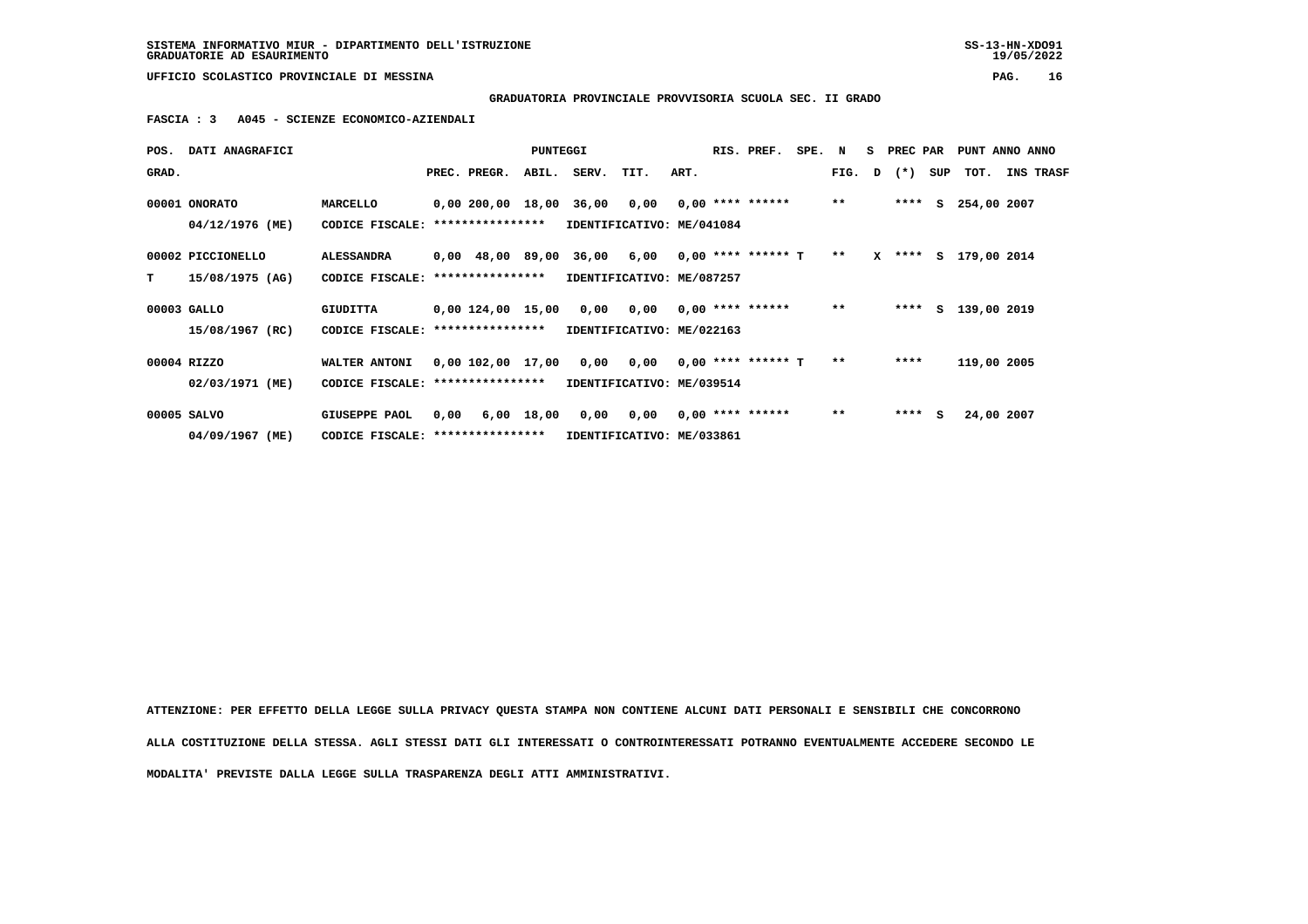**SISTEMA INFORMATIVO MIUR - DIPARTIMENTO DELL'ISTRUZIONE**
**GRADUATORIE AD ESAURIMENTO**

**UFFICIO SCOLASTICO PROVINCIALE DI MESSINA**

**GRADUATORIA PROVINCIALE PROVVISORIA SCUOLA SEC. II GRADO**

**FASCIA : 3 A045 - SCIENZE ECONOMICO-AZIENDALI**

| POS. GRAD. | DATI ANAGRAFICI | | PREC. | PREGR. | ABIL. | SERV. | TIT. | ART. | RIS. | PREF. | SPE. | N FIG. | S D | PREC PAR (*) | SUP | PUNT TOT. | ANNO INS | ANNO TRASF |
|---|---|---|---|---|---|---|---|---|---|---|---|---|---|---|---|---|---|---|
| 00001 | ONORATO 04/12/1976 (ME) | MARCELLO CODICE FISCALE: **************** IDENTIFICATIVO: ME/041084 | 0,00 | 200,00 | 18,00 | 36,00 | 0,00 | 0,00 | **** | ****** | | ** | | **** | S | 254,00 | 2007 | |
| 00002 T | PICCIONELLO 15/08/1975 (AG) | ALESSANDRA CODICE FISCALE: **************** IDENTIFICATIVO: ME/087257 | 0,00 | 48,00 | 89,00 | 36,00 | 6,00 | 0,00 | **** | ****** | T | ** | X | **** | S | 179,00 | 2014 | |
| 00003 | GALLO 15/08/1967 (RC) | GIUDITTA CODICE FISCALE: **************** IDENTIFICATIVO: ME/022163 | 0,00 | 124,00 | 15,00 | 0,00 | 0,00 | 0,00 | **** | ****** | | ** | | **** | S | 139,00 | 2019 | |
| 00004 | RIZZO 02/03/1971 (ME) | WALTER ANTONI CODICE FISCALE: **************** IDENTIFICATIVO: ME/039514 | 0,00 | 102,00 | 17,00 | 0,00 | 0,00 | 0,00 | **** | ****** | T | ** | | **** | | 119,00 | 2005 | |
| 00005 | SALVO 04/09/1967 (ME) | GIUSEPPE PAOL CODICE FISCALE: **************** IDENTIFICATIVO: ME/033861 | 0,00 | 6,00 | 18,00 | 0,00 | 0,00 | 0,00 | **** | ****** | | ** | | **** | S | 24,00 | 2007 | |

**ATTENZIONE: PER EFFETTO DELLA LEGGE SULLA PRIVACY QUESTA STAMPA NON CONTIENE ALCUNI DATI PERSONALI E SENSIBILI CHE CONCORRONO ALLA COSTITUZIONE DELLA STESSA. AGLI STESSI DATI GLI INTERESSATI O CONTROINTERESSATI POTRANNO EVENTUALMENTE ACCEDERE SECONDO LE MODALITA' PREVISTE DALLA LEGGE SULLA TRASPARENZA DEGLI ATTI AMMINISTRATIVI.**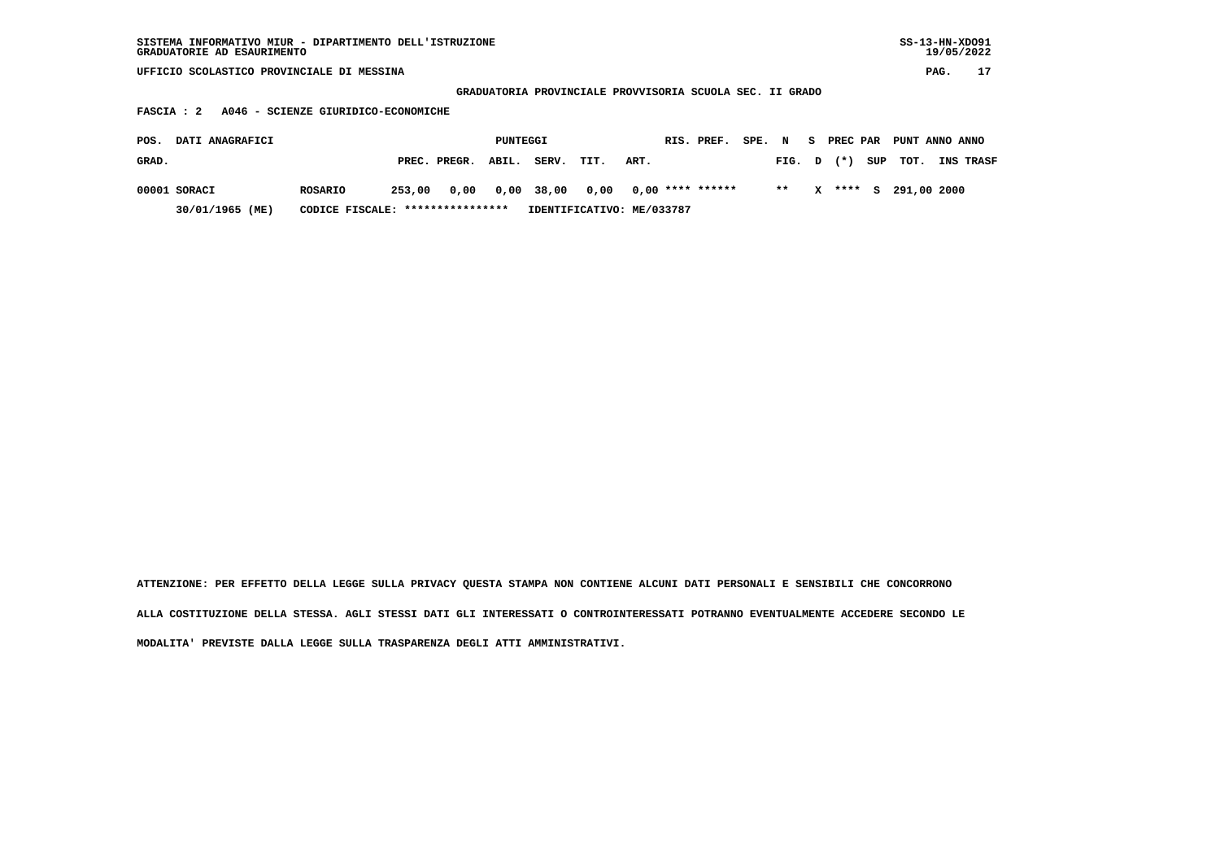SISTEMA INFORMATIVO MIUR - DIPARTIMENTO DELL'ISTRUZIONE
GRADUATORIE AD ESAURIMENTO

SS-13-HN-XDO91
19/05/2022

UFFICIO SCOLASTICO PROVINCIALE DI MESSINA

**GRADUATORIA PROVINCIALE PROVVISORIA SCUOLA SEC. II GRADO**

**FASCIA : 2 A046 - SCIENZE GIURIDICO-ECONOMICHE**

| POS. GRAD. | DATI ANAGRAFICI | | PUNTEGGI PREC. | PREGR. | ABIL. | SERV. | TIT. | ART. | RIS. | PREF. | SPE. | N FIG. | S D | PREC (*) | PAR SUP | PUNT TOT. | ANNO INS | ANNO TRASF |
|---|---|---|---|---|---|---|---|---|---|---|---|---|---|---|---|---|---|---|
| 00001 | SORACI | ROSARIO | 253,00 | 0,00 | 0,00 | 38,00 | 0,00 | 0,00 | **** | ****** | | ** | X | **** | S | 291,00 | 2000 | |
| | 30/01/1965 (ME) | CODICE FISCALE: **************** | IDENTIFICATIVO: ME/033787 | | | | | | | | | | | | | | | |

ATTENZIONE: PER EFFETTO DELLA LEGGE SULLA PRIVACY QUESTA STAMPA NON CONTIENE ALCUNI DATI PERSONALI E SENSIBILI CHE CONCORRONO ALLA COSTITUZIONE DELLA STESSA. AGLI STESSI DATI GLI INTERESSATI O CONTROINTERESSATI POTRANNO EVENTUALMENTE ACCEDERE SECONDO LE MODALITA' PREVISTE DALLA LEGGE SULLA TRASPARENZA DEGLI ATTI AMMINISTRATIVI.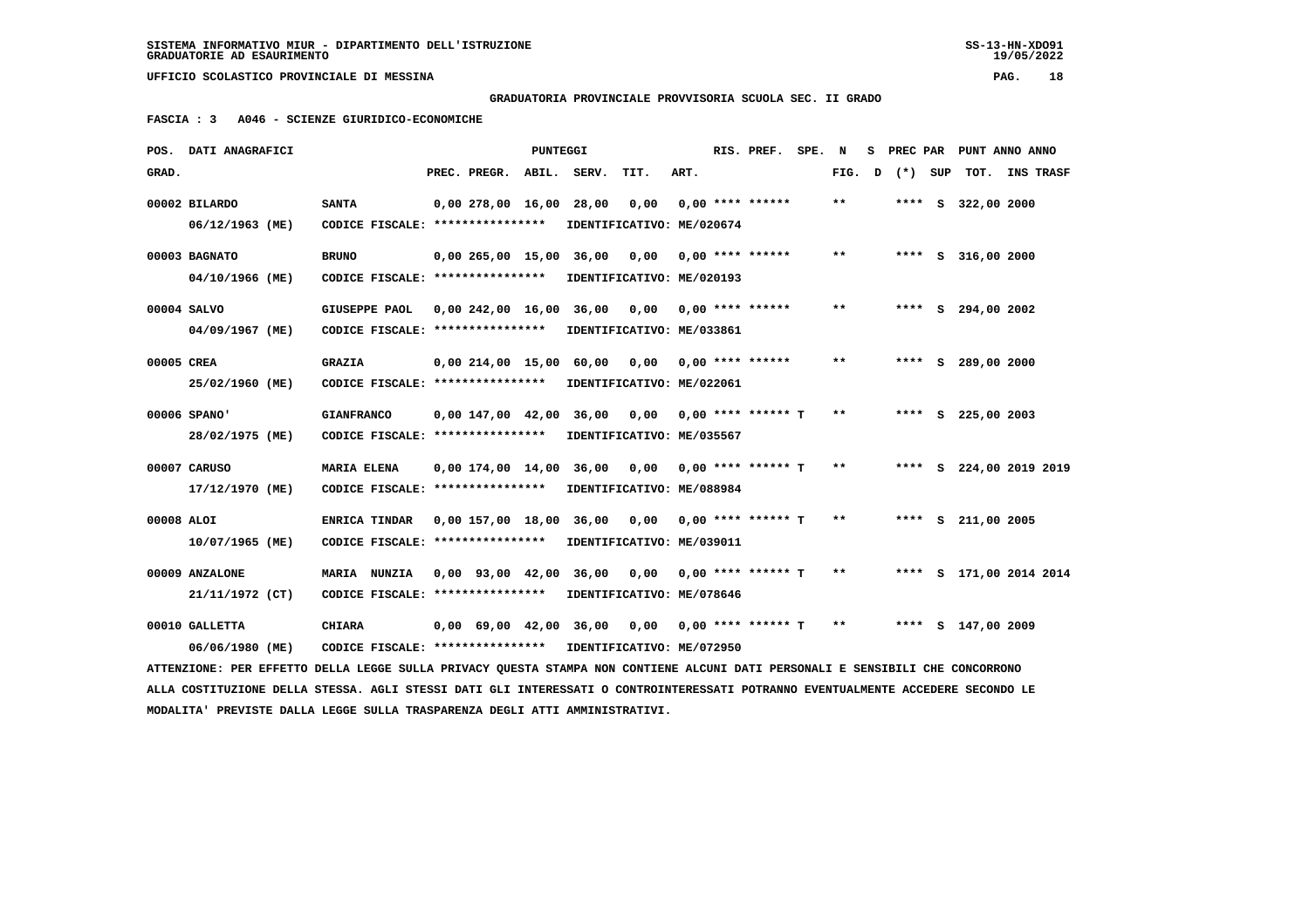**GRADUATORIA PROVINCIALE PROVVISORIA SCUOLA SEC. II GRADO**

**FASCIA : 3 A046 - SCIENZE GIURIDICO-ECONOMICHE**

| POS. GRAD. | DATI ANAGRAFICI | | PREC. PREGR. | ABIL. | SERV. | TIT. | ART. | RIS. PREF. | SPE. | N FIG. | S D | PREC PAR (*) | SUP | PUNT TOT. | ANNO INS | TRASF |
|---|---|---|---|---|---|---|---|---|---|---|---|---|---|---|---|---|
| 00002 | BILARDO 06/12/1963 (ME) | SANTA CODICE FISCALE: **************** IDENTIFICATIVO: ME/020674 | 0,00 278,00 | 16,00 | 28,00 | 0,00 | 0,00 | **** ****** | | ** | | **** | S | 322,00 | 2000 | |
| 00003 | BAGNATO 04/10/1966 (ME) | BRUNO CODICE FISCALE: **************** IDENTIFICATIVO: ME/020193 | 0,00 265,00 | 15,00 | 36,00 | 0,00 | 0,00 | **** ****** | | ** | | **** | S | 316,00 | 2000 | |
| 00004 | SALVO 04/09/1967 (ME) | GIUSEPPE PAOL CODICE FISCALE: **************** IDENTIFICATIVO: ME/033861 | 0,00 242,00 | 16,00 | 36,00 | 0,00 | 0,00 | **** ****** | | ** | | **** | S | 294,00 | 2002 | |
| 00005 | CREA 25/02/1960 (ME) | GRAZIA CODICE FISCALE: **************** IDENTIFICATIVO: ME/022061 | 0,00 214,00 | 15,00 | 60,00 | 0,00 | 0,00 | **** ****** | | ** | | **** | S | 289,00 | 2000 | |
| 00006 | SPANO' 28/02/1975 (ME) | GIANFRANCO CODICE FISCALE: **************** IDENTIFICATIVO: ME/035567 | 0,00 147,00 | 42,00 | 36,00 | 0,00 | 0,00 | **** ****** T | | ** | | **** | S | 225,00 | 2003 | |
| 00007 | CARUSO 17/12/1970 (ME) | MARIA ELENA CODICE FISCALE: **************** IDENTIFICATIVO: ME/088984 | 0,00 174,00 | 14,00 | 36,00 | 0,00 | 0,00 | **** ****** T | | ** | | **** | S | 224,00 | 2019 | 2019 |
| 00008 | ALOI 10/07/1965 (ME) | ENRICA TINDAR CODICE FISCALE: **************** IDENTIFICATIVO: ME/039011 | 0,00 157,00 | 18,00 | 36,00 | 0,00 | 0,00 | **** ****** T | | ** | | **** | S | 211,00 | 2005 | |
| 00009 | ANZALONE 21/11/1972 (CT) | MARIA NUNZIA CODICE FISCALE: **************** IDENTIFICATIVO: ME/078646 | 0,00 93,00 | 42,00 | 36,00 | 0,00 | 0,00 | **** ****** T | | ** | | **** | S | 171,00 | 2014 | 2014 |
| 00010 | GALLETTA 06/06/1980 (ME) | CHIARA CODICE FISCALE: **************** IDENTIFICATIVO: ME/072950 | 0,00 69,00 | 42,00 | 36,00 | 0,00 | 0,00 | **** ****** T | | ** | | **** | S | 147,00 | 2009 | |

ATTENZIONE: PER EFFETTO DELLA LEGGE SULLA PRIVACY QUESTA STAMPA NON CONTIENE ALCUNI DATI PERSONALI E SENSIBILI CHE CONCORRONO ALLA COSTITUZIONE DELLA STESSA. AGLI STESSI DATI GLI INTERESSATI O CONTROINTERESSATI POTRANNO EVENTUALMENTE ACCEDERE SECONDO LE MODALITA' PREVISTE DALLA LEGGE SULLA TRASPARENZA DEGLI ATTI AMMINISTRATIVI.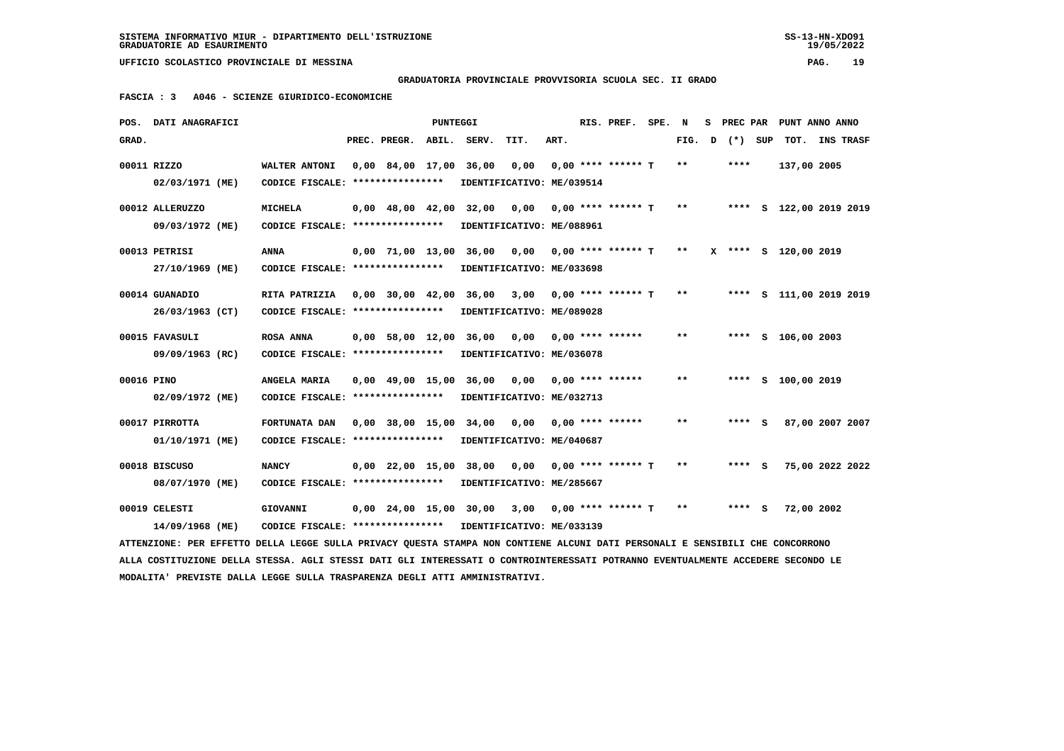SISTEMA INFORMATIVO MIUR - DIPARTIMENTO DELL'ISTRUZIONE
GRADUATORIE AD ESAURIMENTO

UFFICIO SCOLASTICO PROVINCIALE DI MESSINA

GRADUATORIA PROVINCIALE PROVVISORIA SCUOLA SEC. II GRADO

FASCIA : 3 A046 - SCIENZE GIURIDICO-ECONOMICHE

| POS. GRAD. | DATI ANAGRAFICI | | PREC. | PREGR. | ABIL. | SERV. | TIT. | ART. | RIS. | PREF. | SPE. | N FIG. | S D | PREC PAR (*) | SUP | TOT. | ANNO | INS TRASF |
|---|---|---|---|---|---|---|---|---|---|---|---|---|---|---|---|---|---|---|
| 00011 | RIZZO 02/03/1971 (ME) | WALTER ANTONI CODICE FISCALE: **************** IDENTIFICATIVO: ME/039514 | 0,00 | 84,00 | 17,00 | 36,00 | 0,00 | 0,00 | **** | ****** | T | ** | | **** | | 137,00 | 2005 | |
| 00012 | ALLERUZZO 09/03/1972 (ME) | MICHELA CODICE FISCALE: **************** IDENTIFICATIVO: ME/088961 | 0,00 | 48,00 | 42,00 | 32,00 | 0,00 | 0,00 | **** | ****** | T | ** | | **** | S | 122,00 | 2019 | 2019 |
| 00013 | PETRISI 27/10/1969 (ME) | ANNA CODICE FISCALE: **************** IDENTIFICATIVO: ME/033698 | 0,00 | 71,00 | 13,00 | 36,00 | 0,00 | 0,00 | **** | ****** | T | ** | X | **** | S | 120,00 | 2019 | |
| 00014 | GUANADIO 26/03/1963 (CT) | RITA PATRIZIA CODICE FISCALE: **************** IDENTIFICATIVO: ME/089028 | 0,00 | 30,00 | 42,00 | 36,00 | 3,00 | 0,00 | **** | ****** | T | ** | | **** | S | 111,00 | 2019 | 2019 |
| 00015 | FAVASULI 09/09/1963 (RC) | ROSA ANNA CODICE FISCALE: **************** IDENTIFICATIVO: ME/036078 | 0,00 | 58,00 | 12,00 | 36,00 | 0,00 | 0,00 | **** | ****** | | ** | | **** | S | 106,00 | 2003 | |
| 00016 | PINO 02/09/1972 (ME) | ANGELA MARIA CODICE FISCALE: **************** IDENTIFICATIVO: ME/032713 | 0,00 | 49,00 | 15,00 | 36,00 | 0,00 | 0,00 | **** | ****** | | ** | | **** | S | 100,00 | 2019 | |
| 00017 | PIRROTTA 01/10/1971 (ME) | FORTUNATA DAN CODICE FISCALE: **************** IDENTIFICATIVO: ME/040687 | 0,00 | 38,00 | 15,00 | 34,00 | 0,00 | 0,00 | **** | ****** | | ** | | **** | S | 87,00 | 2007 | 2007 |
| 00018 | BISCUSO 08/07/1970 (ME) | NANCY CODICE FISCALE: **************** IDENTIFICATIVO: ME/285667 | 0,00 | 22,00 | 15,00 | 38,00 | 0,00 | 0,00 | **** | ****** | T | ** | | **** | S | 75,00 | 2022 | 2022 |
| 00019 | CELESTI 14/09/1968 (ME) | GIOVANNI CODICE FISCALE: **************** IDENTIFICATIVO: ME/033139 | 0,00 | 24,00 | 15,00 | 30,00 | 3,00 | 0,00 | **** | ****** | T | ** | | **** | S | 72,00 | 2002 | |

ATTENZIONE: PER EFFETTO DELLA LEGGE SULLA PRIVACY QUESTA STAMPA NON CONTIENE ALCUNI DATI PERSONALI E SENSIBILI CHE CONCORRONO ALLA COSTITUZIONE DELLA STESSA. AGLI STESSI DATI GLI INTERESSATI O CONTROINTERESSATI POTRANNO EVENTUALMENTE ACCEDERE SECONDO LE MODALITA' PREVISTE DALLA LEGGE SULLA TRASPARENZA DEGLI ATTI AMMINISTRATIVI.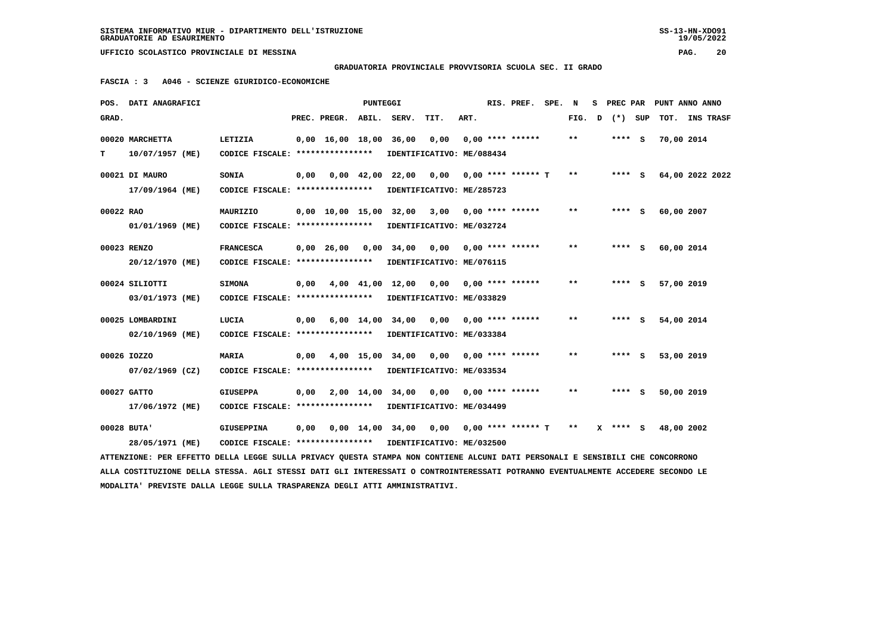**SISTEMA INFORMATIVO MIUR - DIPARTIMENTO DELL'ISTRUZIONE** SS-13-HN-XDO91
**GRADUATORIE AD ESAURIMENTO** 19/05/2022

**UFFICIO SCOLASTICO PROVINCIALE DI MESSINA** PAG. 20

**GRADUATORIA PROVINCIALE PROVVISORIA SCUOLA SEC. II GRADO**

**FASCIA : 3 A046 - SCIENZE GIURIDICO-ECONOMICHE**

| POS. GRAD. | DATI ANAGRAFICI | | PREC. | PREGR. | ABIL. | SERV. | TIT. | ART. | RIS. PREF. | SPE. | N FIG. | S D | PREC PAR (*) | SUP | PUNT ANNO ANNO TOT. | INS TRASF |
|---|---|---|---|---|---|---|---|---|---|---|---|---|---|---|---|---|
| 00020 | MARCHETTA | LETIZIA | 0,00 | 16,00 | 18,00 | 36,00 | 0,00 | 0,00 | **** ****** | | ** | | **** | S | 70,00 | 2014 |
| T | 10/07/1957 (ME) | CODICE FISCALE: **************** | IDENTIFICATIVO: ME/088434 | | | | | | | | | | | | | |
| 00021 | DI MAURO | SONIA | 0,00 | 0,00 | 42,00 | 22,00 | 0,00 | 0,00 | **** ****** | T | ** | | **** | S | 64,00 | 2022 2022 |
| | 17/09/1964 (ME) | CODICE FISCALE: **************** | IDENTIFICATIVO: ME/285723 | | | | | | | | | | | | | |
| 00022 | RAO | MAURIZIO | 0,00 | 10,00 | 15,00 | 32,00 | 3,00 | 0,00 | **** ****** | | ** | | **** | S | 60,00 | 2007 |
| | 01/01/1969 (ME) | CODICE FISCALE: **************** | IDENTIFICATIVO: ME/032724 | | | | | | | | | | | | | |
| 00023 | RENZO | FRANCESCA | 0,00 | 26,00 | 0,00 | 34,00 | 0,00 | 0,00 | **** ****** | | ** | | **** | S | 60,00 | 2014 |
| | 20/12/1970 (ME) | CODICE FISCALE: **************** | IDENTIFICATIVO: ME/076115 | | | | | | | | | | | | | |
| 00024 | SILIOTTI | SIMONA | 0,00 | 4,00 | 41,00 | 12,00 | 0,00 | 0,00 | **** ****** | | ** | | **** | S | 57,00 | 2019 |
| | 03/01/1973 (ME) | CODICE FISCALE: **************** | IDENTIFICATIVO: ME/033829 | | | | | | | | | | | | | |
| 00025 | LOMBARDINI | LUCIA | 0,00 | 6,00 | 14,00 | 34,00 | 0,00 | 0,00 | **** ****** | | ** | | **** | S | 54,00 | 2014 |
| | 02/10/1969 (ME) | CODICE FISCALE: **************** | IDENTIFICATIVO: ME/033384 | | | | | | | | | | | | | |
| 00026 | IOZZO | MARIA | 0,00 | 4,00 | 15,00 | 34,00 | 0,00 | 0,00 | **** ****** | | ** | | **** | S | 53,00 | 2019 |
| | 07/02/1969 (CZ) | CODICE FISCALE: **************** | IDENTIFICATIVO: ME/033534 | | | | | | | | | | | | | |
| 00027 | GATTO | GIUSEPPA | 0,00 | 2,00 | 14,00 | 34,00 | 0,00 | 0,00 | **** ****** | | ** | | **** | S | 50,00 | 2019 |
| | 17/06/1972 (ME) | CODICE FISCALE: **************** | IDENTIFICATIVO: ME/034499 | | | | | | | | | | | | | |
| 00028 | BUTA' | GIUSEPPINA | 0,00 | 0,00 | 14,00 | 34,00 | 0,00 | 0,00 | **** ****** | T | ** | X | **** | S | 48,00 | 2002 |
| | 28/05/1971 (ME) | CODICE FISCALE: **************** | IDENTIFICATIVO: ME/032500 | | | | | | | | | | | | | |

ATTENZIONE: PER EFFETTO DELLA LEGGE SULLA PRIVACY QUESTA STAMPA NON CONTIENE ALCUNI DATI PERSONALI E SENSIBILI CHE CONCORRONO ALLA COSTITUZIONE DELLA STESSA. AGLI STESSI DATI GLI INTERESSATI O CONTROINTERESSATI POTRANNO EVENTUALMENTE ACCEDERE SECONDO LE MODALITA' PREVISTE DALLA LEGGE SULLA TRASPARENZA DEGLI ATTI AMMINISTRATIVI.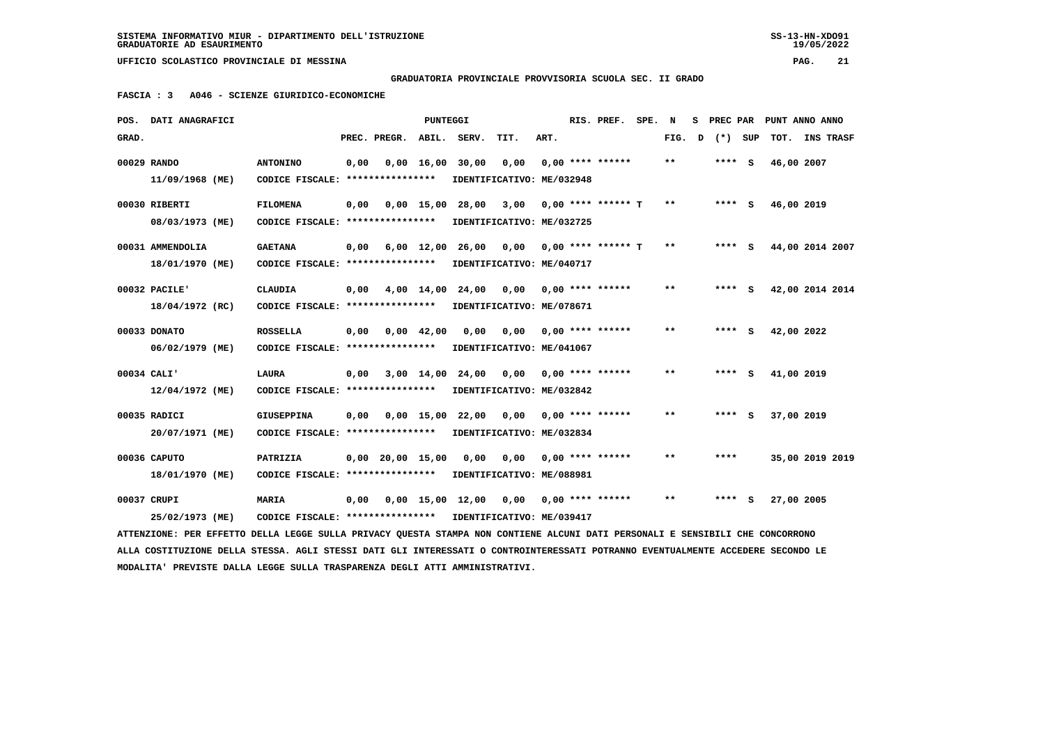SISTEMA INFORMATIVO MIUR - DIPARTIMENTO DELL'ISTRUZIONE
GRADUATORIE AD ESAURIMENTO

UFFICIO SCOLASTICO PROVINCIALE DI MESSINA

GRADUATORIA PROVINCIALE PROVVISORIA SCUOLA SEC. II GRADO

FASCIA : 3 A046 - SCIENZE GIURIDICO-ECONOMICHE

| POS. GRAD. | DATI ANAGRAFICI | | PREC. | PREGR. | ABIL. | SERV. | TIT. | ART. | RIS. PREF. | SPE. | N FIG. | S D | PREC PAR (*) | SUP | PUNT ANNO ANNO TOT. | INS | TRASF |
|---|---|---|---|---|---|---|---|---|---|---|---|---|---|---|---|---|---|
| 00029 | RANDO 11/09/1968 (ME) | ANTONINO CODICE FISCALE: **************** IDENTIFICATIVO: ME/032948 | 0,00 | 0,00 | 16,00 | 30,00 | 0,00 | 0,00 | **** ****** | | ** | | **** | S | 46,00 | 2007 | |
| 00030 | RIBERTI 08/03/1973 (ME) | FILOMENA CODICE FISCALE: **************** IDENTIFICATIVO: ME/032725 | 0,00 | 0,00 | 15,00 | 28,00 | 3,00 | 0,00 | **** ****** T | | ** | | **** | S | 46,00 | 2019 | |
| 00031 | AMMENDOLIA 18/01/1970 (ME) | GAETANA CODICE FISCALE: **************** IDENTIFICATIVO: ME/040717 | 0,00 | 6,00 | 12,00 | 26,00 | 0,00 | 0,00 | **** ****** T | | ** | | **** | S | 44,00 | 2014 | 2007 |
| 00032 | PACILE' 18/04/1972 (RC) | CLAUDIA CODICE FISCALE: **************** IDENTIFICATIVO: ME/078671 | 0,00 | 4,00 | 14,00 | 24,00 | 0,00 | 0,00 | **** ****** | | ** | | **** | S | 42,00 | 2014 | 2014 |
| 00033 | DONATO 06/02/1979 (ME) | ROSSELLA CODICE FISCALE: **************** IDENTIFICATIVO: ME/041067 | 0,00 | 0,00 | 42,00 | 0,00 | 0,00 | 0,00 | **** ****** | | ** | | **** | S | 42,00 | 2022 | |
| 00034 | CALI' 12/04/1972 (ME) | LAURA CODICE FISCALE: **************** IDENTIFICATIVO: ME/032842 | 0,00 | 3,00 | 14,00 | 24,00 | 0,00 | 0,00 | **** ****** | | ** | | **** | S | 41,00 | 2019 | |
| 00035 | RADICI 20/07/1971 (ME) | GIUSEPPINA CODICE FISCALE: **************** IDENTIFICATIVO: ME/032834 | 0,00 | 0,00 | 15,00 | 22,00 | 0,00 | 0,00 | **** ****** | | ** | | **** | S | 37,00 | 2019 | |
| 00036 | CAPUTO 18/01/1970 (ME) | PATRIZIA CODICE FISCALE: **************** IDENTIFICATIVO: ME/088981 | 0,00 | 20,00 | 15,00 | 0,00 | 0,00 | 0,00 | **** ****** | | ** | | **** | | 35,00 | 2019 | 2019 |
| 00037 | CRUPI 25/02/1973 (ME) | MARIA CODICE FISCALE: **************** IDENTIFICATIVO: ME/039417 | 0,00 | 0,00 | 15,00 | 12,00 | 0,00 | 0,00 | **** ****** | | ** | | **** | S | 27,00 | 2005 | |

ATTENZIONE: PER EFFETTO DELLA LEGGE SULLA PRIVACY QUESTA STAMPA NON CONTIENE ALCUNI DATI PERSONALI E SENSIBILI CHE CONCORRONO ALLA COSTITUZIONE DELLA STESSA. AGLI STESSI DATI GLI INTERESSATI O CONTROINTERESSATI POTRANNO EVENTUALMENTE ACCEDERE SECONDO LE MODALITA' PREVISTE DALLA LEGGE SULLA TRASPARENZA DEGLI ATTI AMMINISTRATIVI.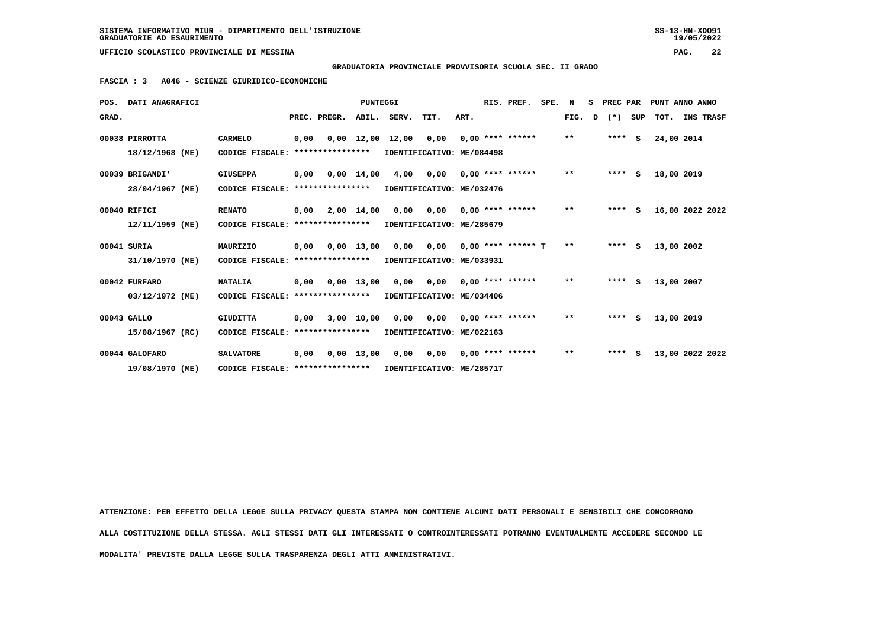SISTEMA INFORMATIVO MIUR - DIPARTIMENTO DELL'ISTRUZIONE
GRADUATORIE AD ESAURIMENTO

UFFICIO SCOLASTICO PROVINCIALE DI MESSINA

**GRADUATORIA PROVINCIALE PROVVISORIA SCUOLA SEC. II GRADO**

**FASCIA : 3 A046 - SCIENZE GIURIDICO-ECONOMICHE**

| POS. GRAD. | DATI ANAGRAFICI | | PREC. | PREGR. | ABIL. | SERV. | TIT. | ART. | RIS. PREF. | SPE. N FIG. | S D | PREC PAR (*) | SUP | PUNT ANNO TOT. | ANNO INS TRASF |
|---|---|---|---|---|---|---|---|---|---|---|---|---|---|---|---|
| 00038 | PIRROTTA 18/12/1968 (ME) | CARMELO CODICE FISCALE: **************** IDENTIFICATIVO: ME/084498 | 0,00 | 0,00 | 12,00 | 12,00 | 0,00 | 0,00 | **** ****** | ** | | **** | S | 24,00 | 2014 |
| 00039 | BRIGANDI' 28/04/1967 (ME) | GIUSEPPA CODICE FISCALE: **************** IDENTIFICATIVO: ME/032476 | 0,00 | 0,00 | 14,00 | 4,00 | 0,00 | 0,00 | **** ****** | ** | | **** | S | 18,00 | 2019 |
| 00040 | RIFICI 12/11/1959 (ME) | RENATO CODICE FISCALE: **************** IDENTIFICATIVO: ME/285679 | 0,00 | 2,00 | 14,00 | 0,00 | 0,00 | 0,00 | **** ****** | ** | | **** | S | 16,00 | 2022 2022 |
| 00041 | SURIA 31/10/1970 (ME) | MAURIZIO CODICE FISCALE: **************** IDENTIFICATIVO: ME/033931 | 0,00 | 0,00 | 13,00 | 0,00 | 0,00 | 0,00 | **** ****** T | ** | | **** | S | 13,00 | 2002 |
| 00042 | FURFARO 03/12/1972 (ME) | NATALIA CODICE FISCALE: **************** IDENTIFICATIVO: ME/034406 | 0,00 | 0,00 | 13,00 | 0,00 | 0,00 | 0,00 | **** ****** | ** | | **** | S | 13,00 | 2007 |
| 00043 | GALLO 15/08/1967 (RC) | GIUDITTA CODICE FISCALE: **************** IDENTIFICATIVO: ME/022163 | 0,00 | 3,00 | 10,00 | 0,00 | 0,00 | 0,00 | **** ****** | ** | | **** | S | 13,00 | 2019 |
| 00044 | GALOFARO 19/08/1970 (ME) | SALVATORE CODICE FISCALE: **************** IDENTIFICATIVO: ME/285717 | 0,00 | 0,00 | 13,00 | 0,00 | 0,00 | 0,00 | **** ****** | ** | | **** | S | 13,00 | 2022 2022 |

ATTENZIONE: PER EFFETTO DELLA LEGGE SULLA PRIVACY QUESTA STAMPA NON CONTIENE ALCUNI DATI PERSONALI E SENSIBILI CHE CONCORRONO ALLA COSTITUZIONE DELLA STESSA. AGLI STESSI DATI GLI INTERESSATI O CONTROINTERESSATI POTRANNO EVENTUALMENTE ACCEDERE SECONDO LE MODALITA' PREVISTE DALLA LEGGE SULLA TRASPARENZA DEGLI ATTI AMMINISTRATIVI.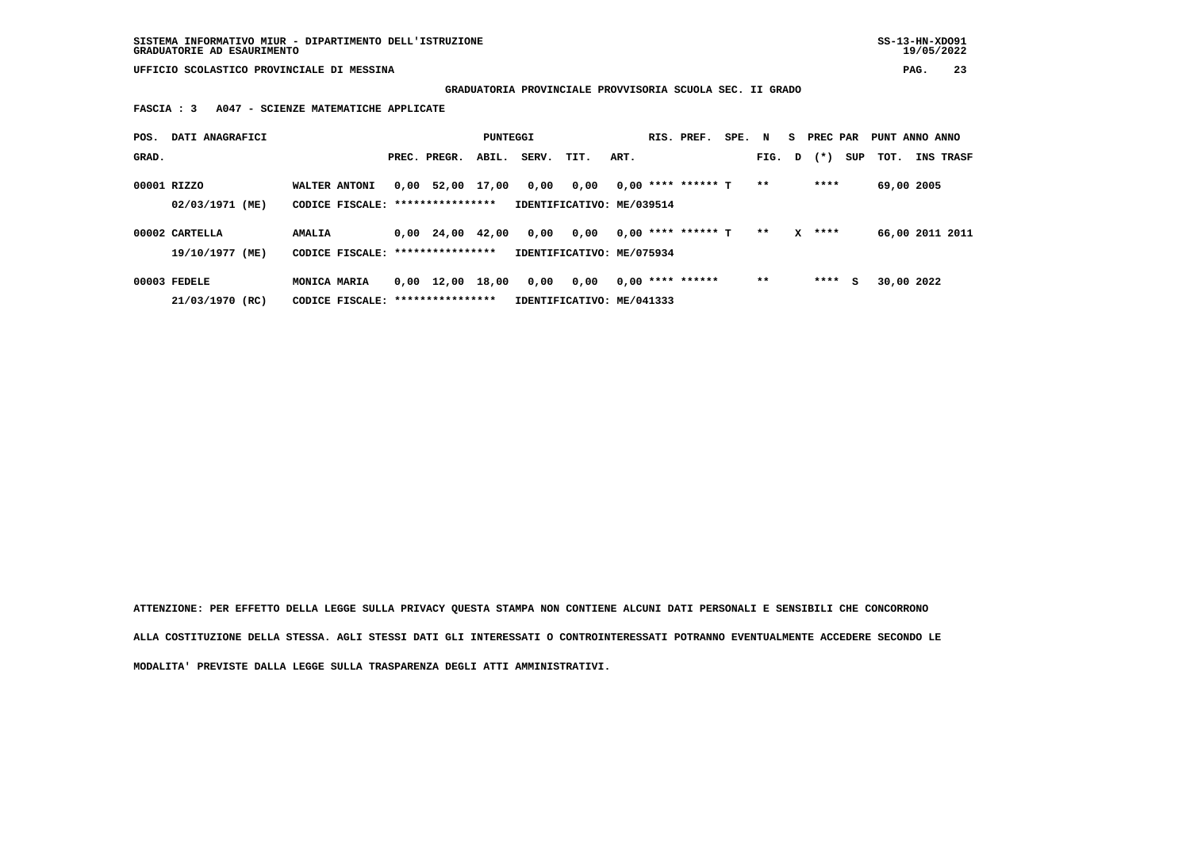**SISTEMA INFORMATIVO MIUR - DIPARTIMENTO DELL'ISTRUZIONE**
**GRADUATORIE AD ESAURIMENTO**

**UFFICIO SCOLASTICO PROVINCIALE DI MESSINA**

**GRADUATORIA PROVINCIALE PROVVISORIA SCUOLA SEC. II GRADO**

**FASCIA : 3 A047 - SCIENZE MATEMATICHE APPLICATE**

| POS. GRAD. | DATI ANAGRAFICI | | PREC. | PREGR. | ABIL. | SERV. | TIT. | ART. | RIS. PREF. | SPE. | N FIG. | S D | PREC PAR (*) | SUP | PUNT TOT. | ANNO INS | ANNO TRASF |
|---|---|---|---|---|---|---|---|---|---|---|---|---|---|---|---|---|---|
| 00001 | RIZZO | WALTER ANTONI | 0,00 | 52,00 | 17,00 | 0,00 | 0,00 | 0,00 | **** ****** | T | ** | | **** | | 69,00 | 2005 | |
| | 02/03/1971 (ME) | CODICE FISCALE: **************** | IDENTIFICATIVO: ME/039514 | | | | | | | | | | | | | | |
| 00002 | CARTELLA | AMALIA | 0,00 | 24,00 | 42,00 | 0,00 | 0,00 | 0,00 | **** ****** | T | ** | X | **** | | 66,00 | 2011 | 2011 |
| | 19/10/1977 (ME) | CODICE FISCALE: **************** | IDENTIFICATIVO: ME/075934 | | | | | | | | | | | | | | |
| 00003 | FEDELE | MONICA MARIA | 0,00 | 12,00 | 18,00 | 0,00 | 0,00 | 0,00 | **** ****** | | ** | | **** | S | 30,00 | 2022 | |
| | 21/03/1970 (RC) | CODICE FISCALE: **************** | IDENTIFICATIVO: ME/041333 | | | | | | | | | | | | | | |

**ATTENZIONE: PER EFFETTO DELLA LEGGE SULLA PRIVACY QUESTA STAMPA NON CONTIENE ALCUNI DATI PERSONALI E SENSIBILI CHE CONCORRONO ALLA COSTITUZIONE DELLA STESSA. AGLI STESSI DATI GLI INTERESSATI O CONTROINTERESSATI POTRANNO EVENTUALMENTE ACCEDERE SECONDO LE MODALITA' PREVISTE DALLA LEGGE SULLA TRASPARENZA DEGLI ATTI AMMINISTRATIVI.**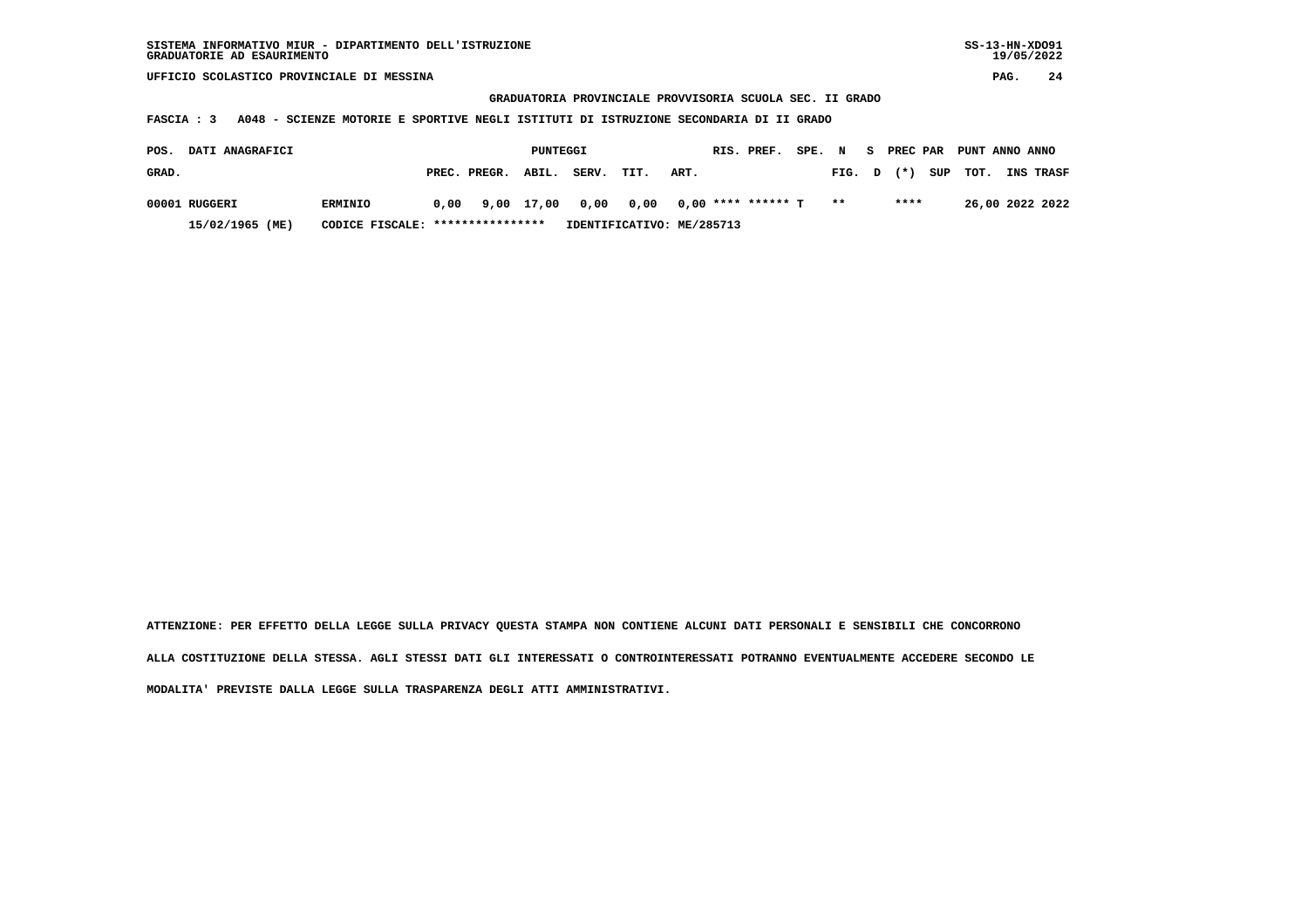GRADUATORIA PROVINCIALE PROVVISORIA SCUOLA SEC. II GRADO

FASCIA : 3 A048 - SCIENZE MOTORIE E SPORTIVE NEGLI ISTITUTI DI ISTRUZIONE SECONDARIA DI II GRADO

| POS. GRAD. | DATI ANAGRAFICI | | PUNTEGGI PREC. | PREGR. | ABIL. | SERV. | TIT. | ART. | RIS. | PREF. | SPE. | N FIG. | S D | PREC PAR (*) | SUP | PUNT TOT. | ANNO INS | ANNO TRASF |
|---|---|---|---|---|---|---|---|---|---|---|---|---|---|---|---|---|---|---|
| 00001 | RUGGERI | ERMINIO | 0,00 | 9,00 | 17,00 | 0,00 | 0,00 | 0,00 | **** | ****** | T | ** | | **** | | 26,00 | 2022 | 2022 |
| | 15/02/1965 (ME) | CODICE FISCALE: **************** | IDENTIFICATIVO: ME/285713 | | | | | | | | | | | | | | | |

ATTENZIONE: PER EFFETTO DELLA LEGGE SULLA PRIVACY QUESTA STAMPA NON CONTIENE ALCUNI DATI PERSONALI E SENSIBILI CHE CONCORRONO ALLA COSTITUZIONE DELLA STESSA. AGLI STESSI DATI GLI INTERESSATI O CONTROINTERESSATI POTRANNO EVENTUALMENTE ACCEDERE SECONDO LE MODALITA' PREVISTE DALLA LEGGE SULLA TRASPARENZA DEGLI ATTI AMMINISTRATIVI.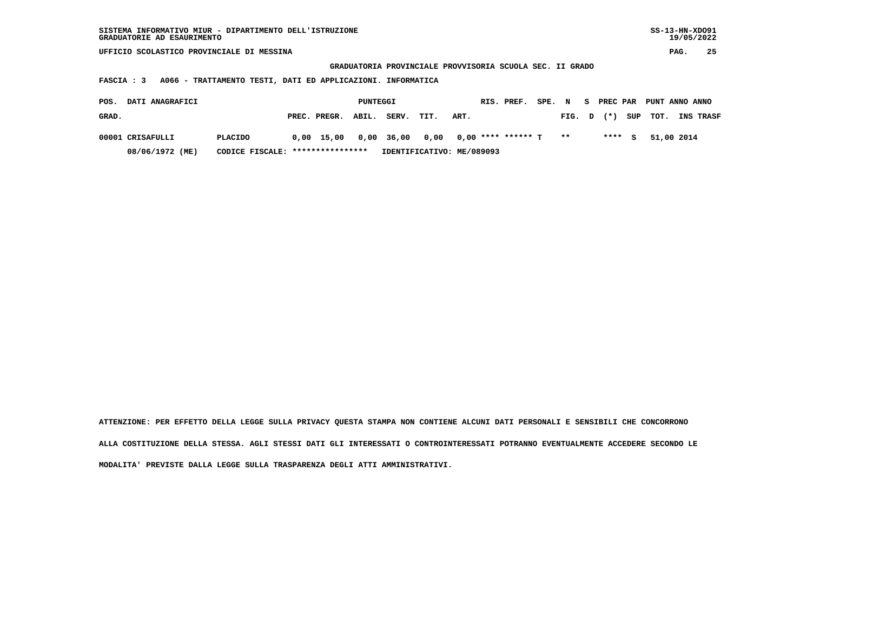SISTEMA INFORMATIVO MIUR - DIPARTIMENTO DELL'ISTRUZIONE
GRADUATORIE AD ESAURIMENTO

UFFICIO SCOLASTICO PROVINCIALE DI MESSINA

**GRADUATORIA PROVINCIALE PROVVISORIA SCUOLA SEC. II GRADO**

**FASCIA : 3 A066 - TRATTAMENTO TESTI, DATI ED APPLICAZIONI. INFORMATICA**

| POS. GRAD. | DATI ANAGRAFICI | | PREC. | PREGR. | ABIL. | SERV. | TIT. | ART. | RIS. | PREF. | SPE. FIG. | N D | S (*) | PREC PAR SUP | PUNT TOT. | ANNO INS | ANNO TRASF |
|---|---|---|---|---|---|---|---|---|---|---|---|---|---|---|---|---|---|
| 00001 | CRISAFULLI | PLACIDO | 0,00 | 15,00 | 0,00 | 36,00 | 0,00 | 0,00 | **** | ****** | T | ** | | **** S | 51,00 | 2014 | |
| | 08/06/1972 (ME) | CODICE FISCALE: **************** | | | IDENTIFICATIVO: ME/089093 | | | | | | | | | | | | |

ATTENZIONE: PER EFFETTO DELLA LEGGE SULLA PRIVACY QUESTA STAMPA NON CONTIENE ALCUNI DATI PERSONALI E SENSIBILI CHE CONCORRONO ALLA COSTITUZIONE DELLA STESSA. AGLI STESSI DATI GLI INTERESSATI O CONTROINTERESSATI POTRANNO EVENTUALMENTE ACCEDERE SECONDO LE MODALITA' PREVISTE DALLA LEGGE SULLA TRASPARENZA DEGLI ATTI AMMINISTRATIVI.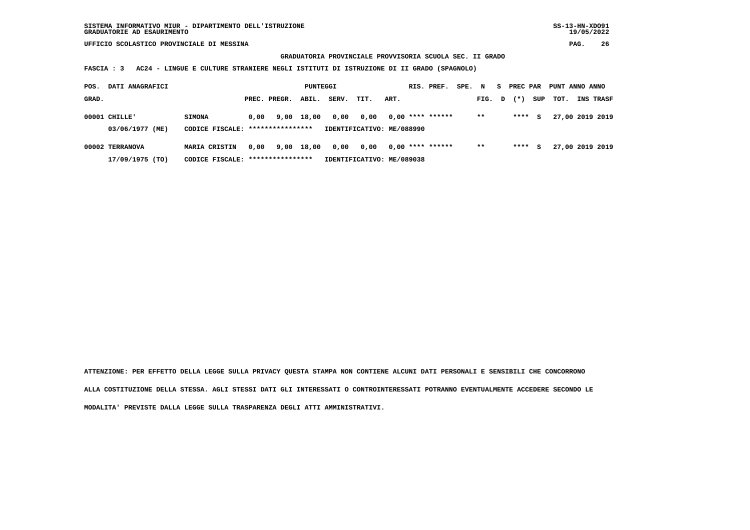SISTEMA INFORMATIVO MIUR - DIPARTIMENTO DELL'ISTRUZIONE
GRADUATORIE AD ESAURIMENTO

UFFICIO SCOLASTICO PROVINCIALE DI MESSINA

**GRADUATORIA PROVINCIALE PROVVISORIA SCUOLA SEC. II GRADO**

**FASCIA : 3 AC24 - LINGUE E CULTURE STRANIERE NEGLI ISTITUTI DI ISTRUZIONE DI II GRADO (SPAGNOLO)**

| POS. GRAD. | DATI ANAGRAFICI | | PREC. | PREGR. | ABIL. | SERV. | TIT. | ART. | RIS. | PREF. | SPE. | N FIG. | S D | PREC PAR (*) | SUP | PUNT TOT. | ANNO INS | ANNO TRASF |
|---|---|---|---|---|---|---|---|---|---|---|---|---|---|---|---|---|---|---|
| 00001 | CHILLE' | SIMONA | 0,00 | 9,00 | 18,00 | 0,00 | 0,00 | 0,00 | **** | ****** | | ** | | **** | S | 27,00 | 2019 | 2019 |
| | 03/06/1977 (ME) | CODICE FISCALE: **************** | IDENTIFICATIVO: ME/088990 | | | | | | | | | | | | | | | |
| 00002 | TERRANOVA | MARIA CRISTIN | 0,00 | 9,00 | 18,00 | 0,00 | 0,00 | 0,00 | **** | ****** | | ** | | **** | S | 27,00 | 2019 | 2019 |
| | 17/09/1975 (TO) | CODICE FISCALE: **************** | IDENTIFICATIVO: ME/089038 | | | | | | | | | | | | | | | |

**ATTENZIONE: PER EFFETTO DELLA LEGGE SULLA PRIVACY QUESTA STAMPA NON CONTIENE ALCUNI DATI PERSONALI E SENSIBILI CHE CONCORRONO ALLA COSTITUZIONE DELLA STESSA. AGLI STESSI DATI GLI INTERESSATI O CONTROINTERESSATI POTRANNO EVENTUALMENTE ACCEDERE SECONDO LE MODALITA' PREVISTE DALLA LEGGE SULLA TRASPARENZA DEGLI ATTI AMMINISTRATIVI.**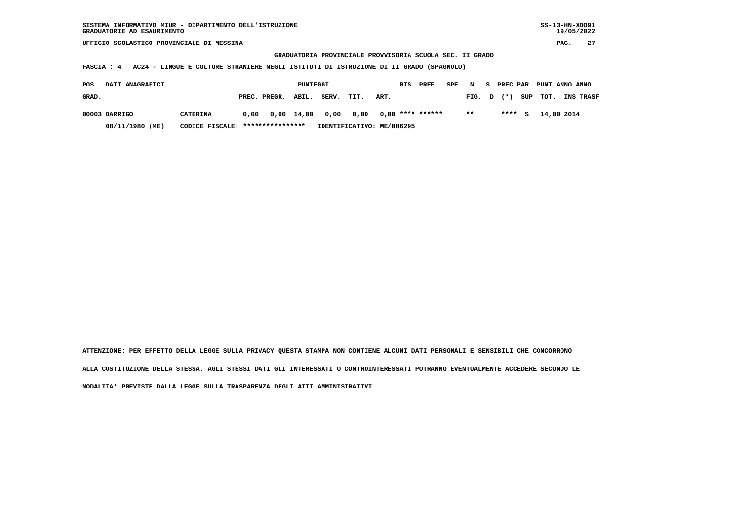SISTEMA INFORMATIVO MIUR - DIPARTIMENTO DELL'ISTRUZIONE
GRADUATORIE AD ESAURIMENTO

UFFICIO SCOLASTICO PROVINCIALE DI MESSINA

GRADUATORIA PROVINCIALE PROVVISORIA SCUOLA SEC. II GRADO

FASCIA : 4 AC24 - LINGUE E CULTURE STRANIERE NEGLI ISTITUTI DI ISTRUZIONE DI II GRADO (SPAGNOLO)

| POS. GRAD. | DATI ANAGRAFICI | | PUNTEGGI PREC. | PREGR. | ABIL. | SERV. | TIT. | ART. | RIS. | PREF. | SPE. FIG. | N D | S (*) | PREC PAR SUP | PUNT TOT. | ANNO INS | ANNO TRASF |
|---|---|---|---|---|---|---|---|---|---|---|---|---|---|---|---|---|---|
| 00003 | DARRIGO | CATERINA | 0,00 | 0,00 | 14,00 | 0,00 | 0,00 | 0,00 | **** | ****** | ** | | **** | S | 14,00 | 2014 | |
| | 08/11/1980 (ME) | CODICE FISCALE: **************** | IDENTIFICATIVO: ME/086295 | | | | | | | | | | | | | | |

ATTENZIONE: PER EFFETTO DELLA LEGGE SULLA PRIVACY QUESTA STAMPA NON CONTIENE ALCUNI DATI PERSONALI E SENSIBILI CHE CONCORRONO ALLA COSTITUZIONE DELLA STESSA. AGLI STESSI DATI GLI INTERESSATI O CONTROINTERESSATI POTRANNO EVENTUALMENTE ACCEDERE SECONDO LE MODALITA' PREVISTE DALLA LEGGE SULLA TRASPARENZA DEGLI ATTI AMMINISTRATIVI.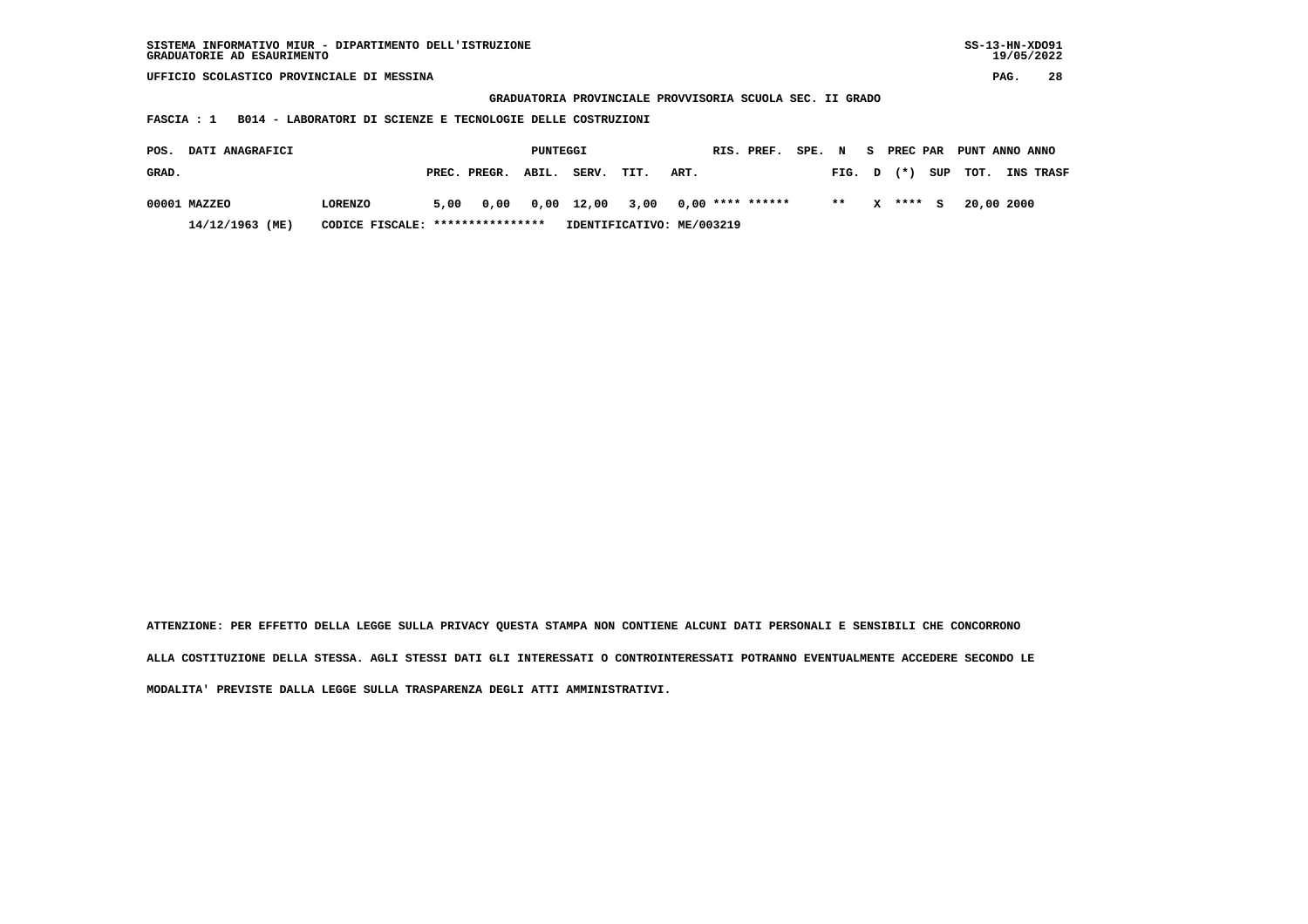SISTEMA INFORMATIVO MIUR - DIPARTIMENTO DELL'ISTRUZIONE
GRADUATORIE AD ESAURIMENTO

UFFICIO SCOLASTICO PROVINCIALE DI MESSINA

GRADUATORIA PROVINCIALE PROVVISORIA SCUOLA SEC. II GRADO

FASCIA : 1 B014 - LABORATORI DI SCIENZE E TECNOLOGIE DELLE COSTRUZIONI

| POS. GRAD. | DATI ANAGRAFICI | | PUNTEGGI PREC. | PREGR. | ABIL. | SERV. | TIT. | ART. | RIS. | PREF. | SPE. | N FIG. | S D | PREC PAR (*) | SUP | PUNT TOT. | ANNO INS | ANNO TRASF |
|---|---|---|---|---|---|---|---|---|---|---|---|---|---|---|---|---|---|---|
| 00001 | MAZZEO | LORENZO | 5,00 | 0,00 | 0,00 | 12,00 | 3,00 | 0,00 | **** | ****** | | ** | X | **** | S | 20,00 | 2000 | |
| | 14/12/1963 (ME) | CODICE FISCALE: **************** | IDENTIFICATIVO: ME/003219 | | | | | | | | | | | | | | | |

ATTENZIONE: PER EFFETTO DELLA LEGGE SULLA PRIVACY QUESTA STAMPA NON CONTIENE ALCUNI DATI PERSONALI E SENSIBILI CHE CONCORRONO ALLA COSTITUZIONE DELLA STESSA. AGLI STESSI DATI GLI INTERESSATI O CONTROINTERESSATI POTRANNO EVENTUALMENTE ACCEDERE SECONDO LE MODALITA' PREVISTE DALLA LEGGE SULLA TRASPARENZA DEGLI ATTI AMMINISTRATIVI.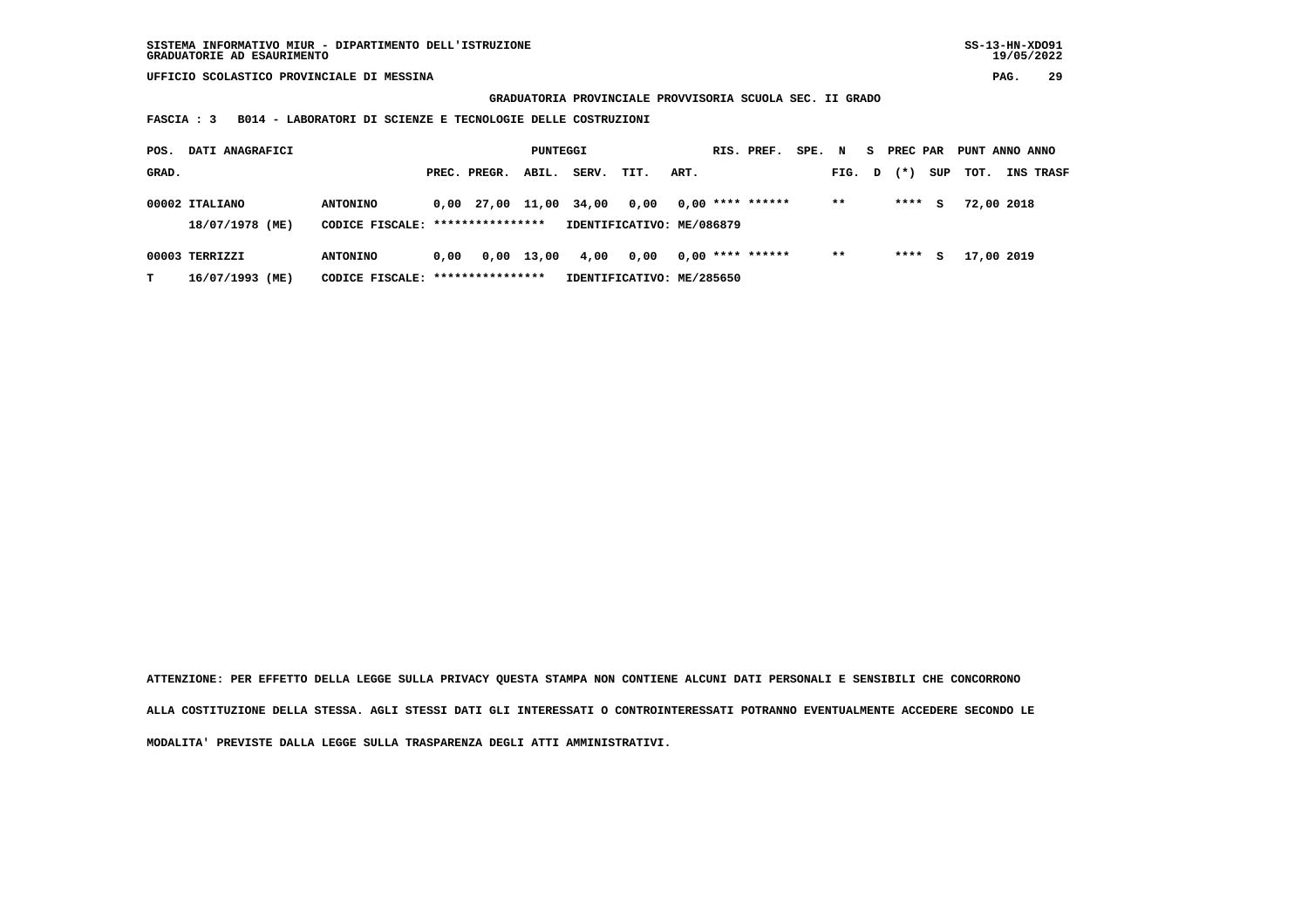SISTEMA INFORMATIVO MIUR - DIPARTIMENTO DELL'ISTRUZIONE
GRADUATORIE AD ESAURIMENTO

UFFICIO SCOLASTICO PROVINCIALE DI MESSINA

**GRADUATORIA PROVINCIALE PROVVISORIA SCUOLA SEC. II GRADO**

**FASCIA : 3 B014 - LABORATORI DI SCIENZE E TECNOLOGIE DELLE COSTRUZIONI**

| POS. GRAD. | DATI ANAGRAFICI | | PREC. | PREGR. | ABIL. | SERV. | TIT. | ART. | RIS. | PREF. | SPE. | N FIG. | S D | PREC (*) | PAR SUP | PUNT TOT. | ANNO INS | ANNO TRASF |
|---|---|---|---|---|---|---|---|---|---|---|---|---|---|---|---|---|---|---|
| 00002 | ITALIANO | ANTONINO | 0,00 | 27,00 | 11,00 | 34,00 | 0,00 | 0,00 | **** | ****** | | ** | | **** | S | 72,00 | 2018 | |
| | 18/07/1978 (ME) | CODICE FISCALE: **************** | IDENTIFICATIVO: ME/086879 | | | | | | | | | | | | | | | |
| 00003 | TERRIZZI | ANTONINO | 0,00 | 0,00 | 13,00 | 4,00 | 0,00 | 0,00 | **** | ****** | | ** | | **** | S | 17,00 | 2019 | |
| T | 16/07/1993 (ME) | CODICE FISCALE: **************** | IDENTIFICATIVO: ME/285650 | | | | | | | | | | | | | | | |

ATTENZIONE: PER EFFETTO DELLA LEGGE SULLA PRIVACY QUESTA STAMPA NON CONTIENE ALCUNI DATI PERSONALI E SENSIBILI CHE CONCORRONO ALLA COSTITUZIONE DELLA STESSA. AGLI STESSI DATI GLI INTERESSATI O CONTROINTERESSATI POTRANNO EVENTUALMENTE ACCEDERE SECONDO LE MODALITA' PREVISTE DALLA LEGGE SULLA TRASPARENZA DEGLI ATTI AMMINISTRATIVI.